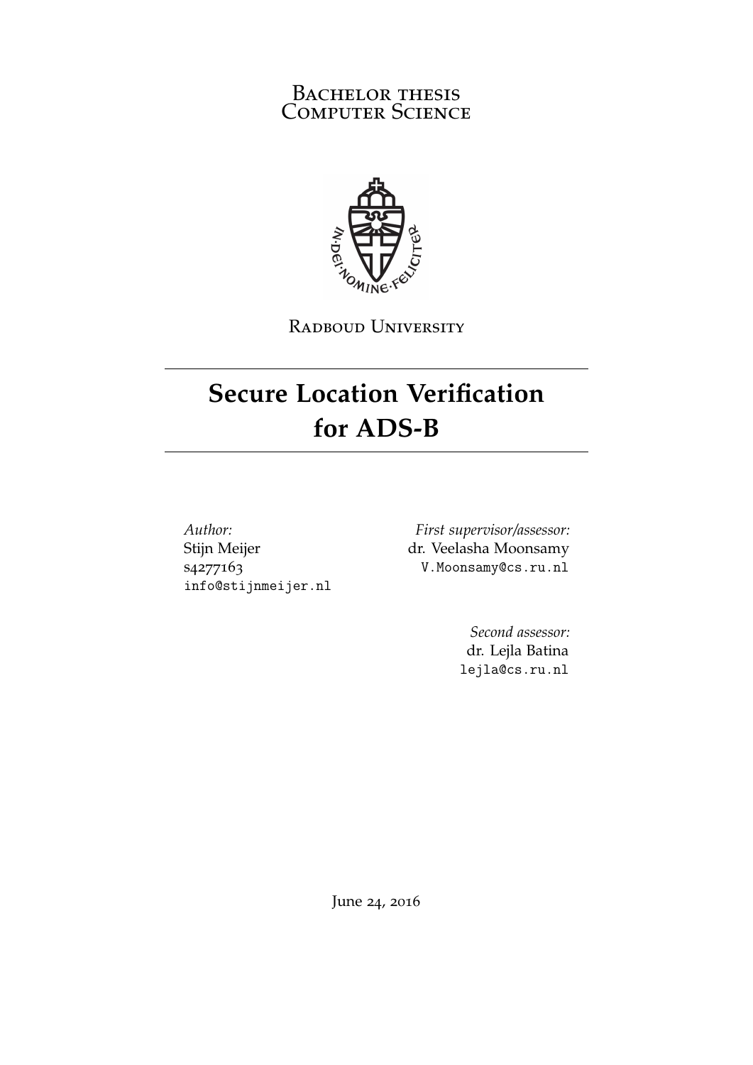Bachelor thesis
Computer Science

Radboud University

# Secure Location Verification for ADS-B

*Author:*
Stijn Meijer
s4277163
info@stijnmeijer.nl

*First supervisor/assessor:*
dr. Veelasha Moonsamy
V.Moonsamy@cs.ru.nl

*Second assessor:*
dr. Lejla Batina
lejla@cs.ru.nl

June 24, 2016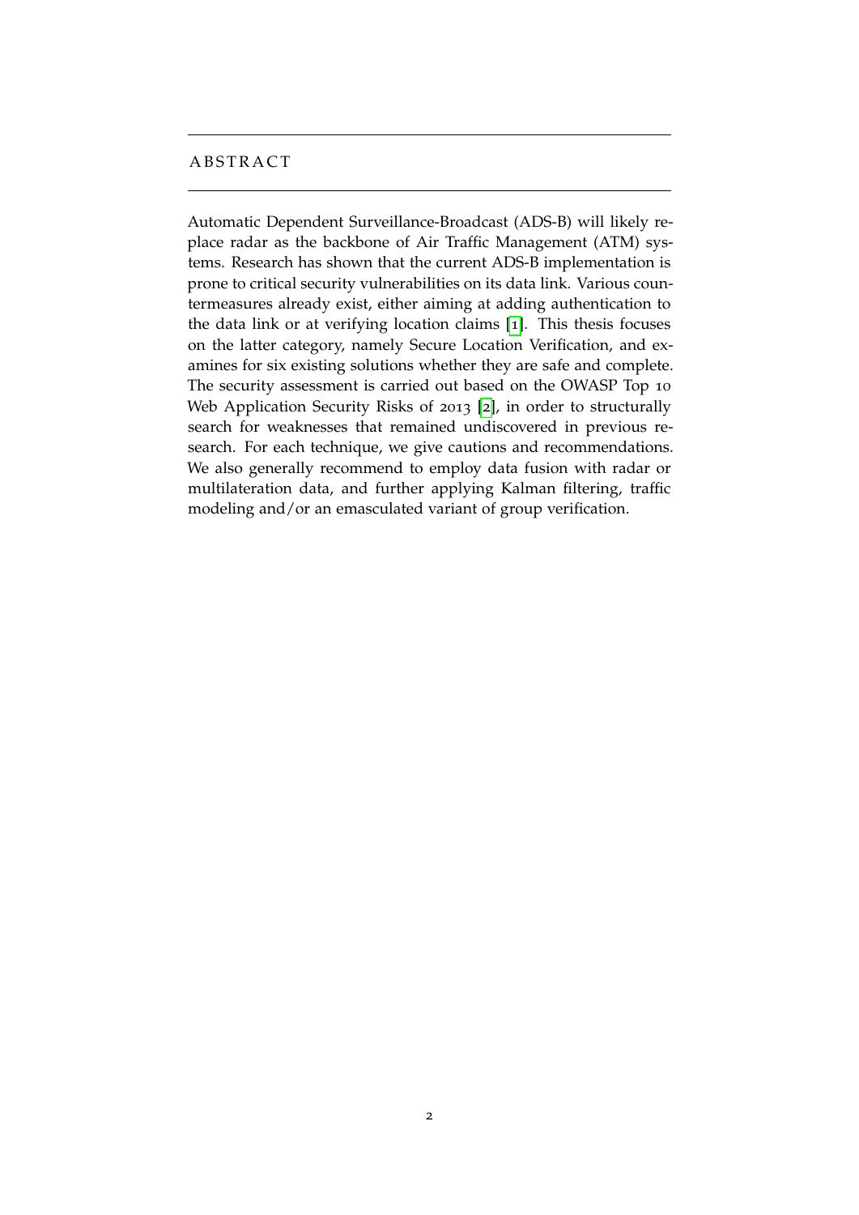# ABSTRACT

Automatic Dependent Surveillance-Broadcast (ADS-B) will likely replace radar as the backbone of Air Traffic Management (ATM) systems. Research has shown that the current ADS-B implementation is prone to critical security vulnerabilities on its data link. Various countermeasures already exist, either aiming at adding authentication to the data link or at verifying location claims [1]. This thesis focuses on the latter category, namely Secure Location Verification, and examines for six existing solutions whether they are safe and complete. The security assessment is carried out based on the OWASP Top 10 Web Application Security Risks of 2013 [2], in order to structurally search for weaknesses that remained undiscovered in previous research. For each technique, we give cautions and recommendations. We also generally recommend to employ data fusion with radar or multilateration data, and further applying Kalman filtering, traffic modeling and/or an emasculated variant of group verification.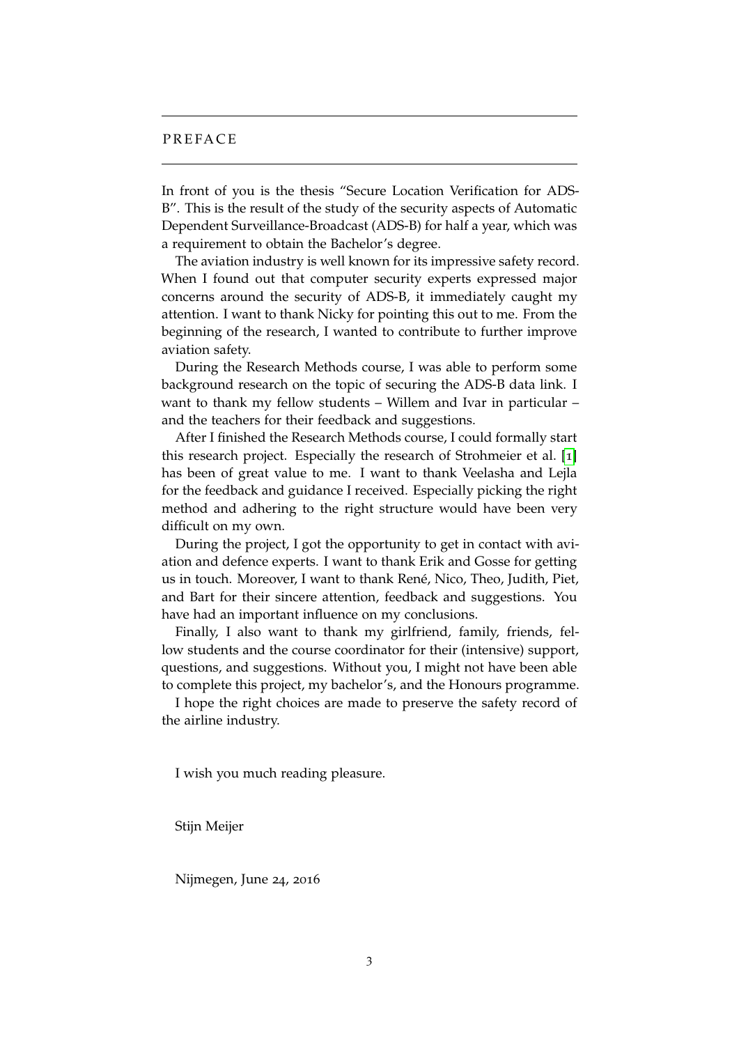# PREFACE

In front of you is the thesis "Secure Location Verification for ADS-B". This is the result of the study of the security aspects of Automatic Dependent Surveillance-Broadcast (ADS-B) for half a year, which was a requirement to obtain the Bachelor's degree.

The aviation industry is well known for its impressive safety record. When I found out that computer security experts expressed major concerns around the security of ADS-B, it immediately caught my attention. I want to thank Nicky for pointing this out to me. From the beginning of the research, I wanted to contribute to further improve aviation safety.

During the Research Methods course, I was able to perform some background research on the topic of securing the ADS-B data link. I want to thank my fellow students – Willem and Ivar in particular – and the teachers for their feedback and suggestions.

After I finished the Research Methods course, I could formally start this research project. Especially the research of Strohmeier et al. [1] has been of great value to me. I want to thank Veelasha and Lejla for the feedback and guidance I received. Especially picking the right method and adhering to the right structure would have been very difficult on my own.

During the project, I got the opportunity to get in contact with aviation and defence experts. I want to thank Erik and Gosse for getting us in touch. Moreover, I want to thank René, Nico, Theo, Judith, Piet, and Bart for their sincere attention, feedback and suggestions. You have had an important influence on my conclusions.

Finally, I also want to thank my girlfriend, family, friends, fellow students and the course coordinator for their (intensive) support, questions, and suggestions. Without you, I might not have been able to complete this project, my bachelor's, and the Honours programme.

I hope the right choices are made to preserve the safety record of the airline industry.

I wish you much reading pleasure.

Stijn Meijer

Nijmegen, June 24, 2016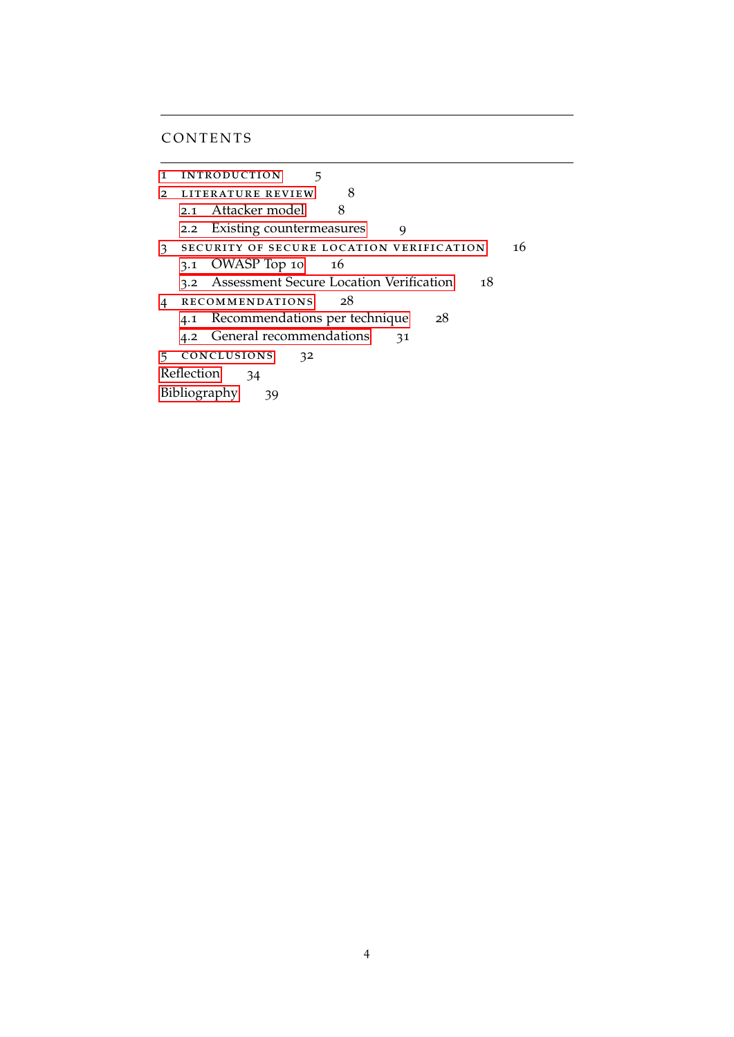# Contents

1 Introduction 5

2 Literature review 8

- 2.1 Attacker model 8
- 2.2 Existing countermeasures 9

3 Security of Secure Location Verification 16

- 3.1 OWASP Top 10 16
- 3.2 Assessment Secure Location Verification 18

4 Recommendations 28

- 4.1 Recommendations per technique 28
- 4.2 General recommendations 31

5 Conclusions 32

Reflection 34

Bibliography 39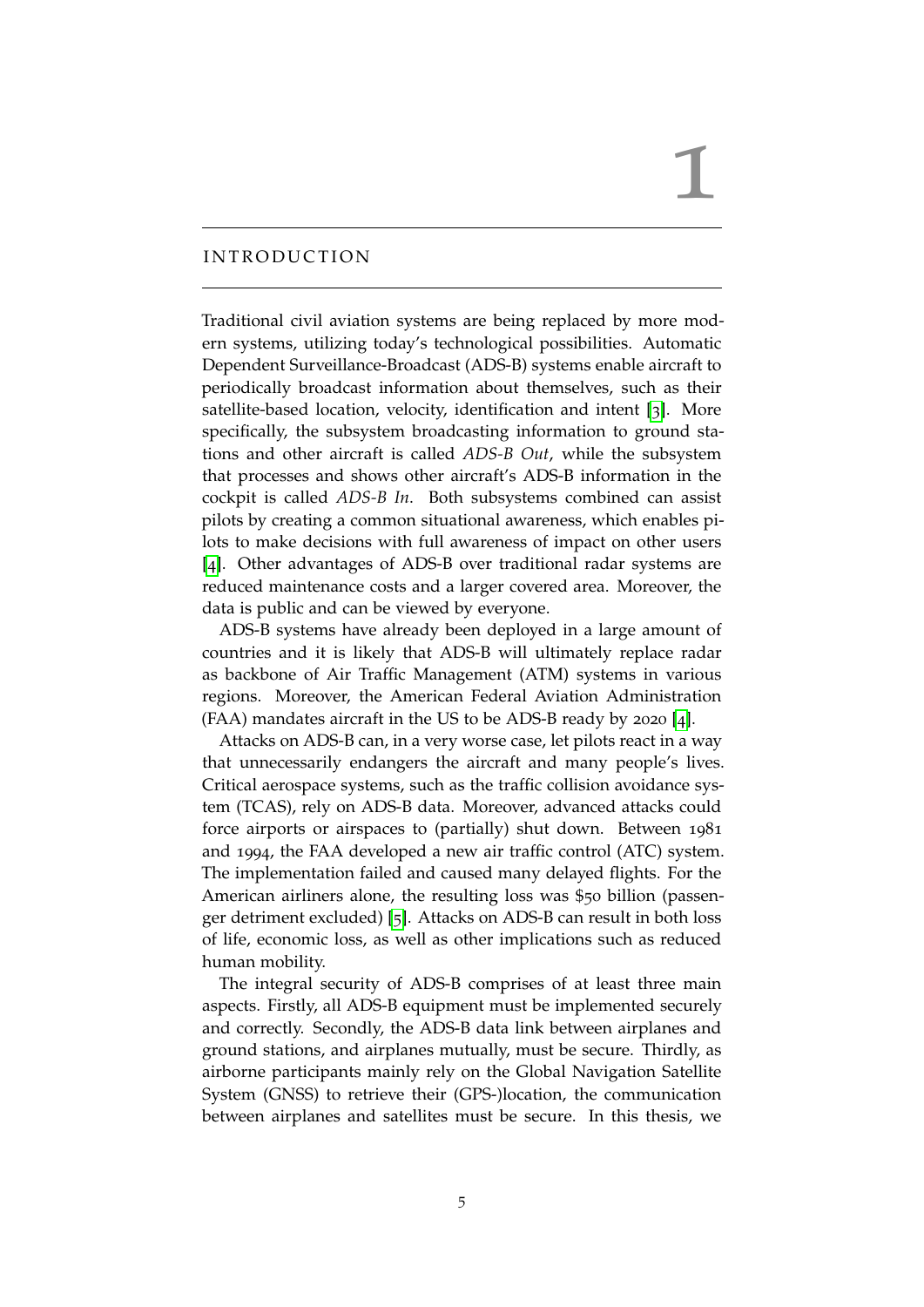# 1 INTRODUCTION

Traditional civil aviation systems are being replaced by more modern systems, utilizing today's technological possibilities. Automatic Dependent Surveillance-Broadcast (ADS-B) systems enable aircraft to periodically broadcast information about themselves, such as their satellite-based location, velocity, identification and intent [3]. More specifically, the subsystem broadcasting information to ground stations and other aircraft is called *ADS-B Out*, while the subsystem that processes and shows other aircraft's ADS-B information in the cockpit is called *ADS-B In*. Both subsystems combined can assist pilots by creating a common situational awareness, which enables pilots to make decisions with full awareness of impact on other users [4]. Other advantages of ADS-B over traditional radar systems are reduced maintenance costs and a larger covered area. Moreover, the data is public and can be viewed by everyone.

ADS-B systems have already been deployed in a large amount of countries and it is likely that ADS-B will ultimately replace radar as backbone of Air Traffic Management (ATM) systems in various regions. Moreover, the American Federal Aviation Administration (FAA) mandates aircraft in the US to be ADS-B ready by 2020 [4].

Attacks on ADS-B can, in a very worse case, let pilots react in a way that unnecessarily endangers the aircraft and many people's lives. Critical aerospace systems, such as the traffic collision avoidance system (TCAS), rely on ADS-B data. Moreover, advanced attacks could force airports or airspaces to (partially) shut down. Between 1981 and 1994, the FAA developed a new air traffic control (ATC) system. The implementation failed and caused many delayed flights. For the American airliners alone, the resulting loss was $50 billion (passenger detriment excluded) [5]. Attacks on ADS-B can result in both loss of life, economic loss, as well as other implications such as reduced human mobility.

The integral security of ADS-B comprises of at least three main aspects. Firstly, all ADS-B equipment must be implemented securely and correctly. Secondly, the ADS-B data link between airplanes and ground stations, and airplanes mutually, must be secure. Thirdly, as airborne participants mainly rely on the Global Navigation Satellite System (GNSS) to retrieve their (GPS-)location, the communication between airplanes and satellites must be secure. In this thesis, we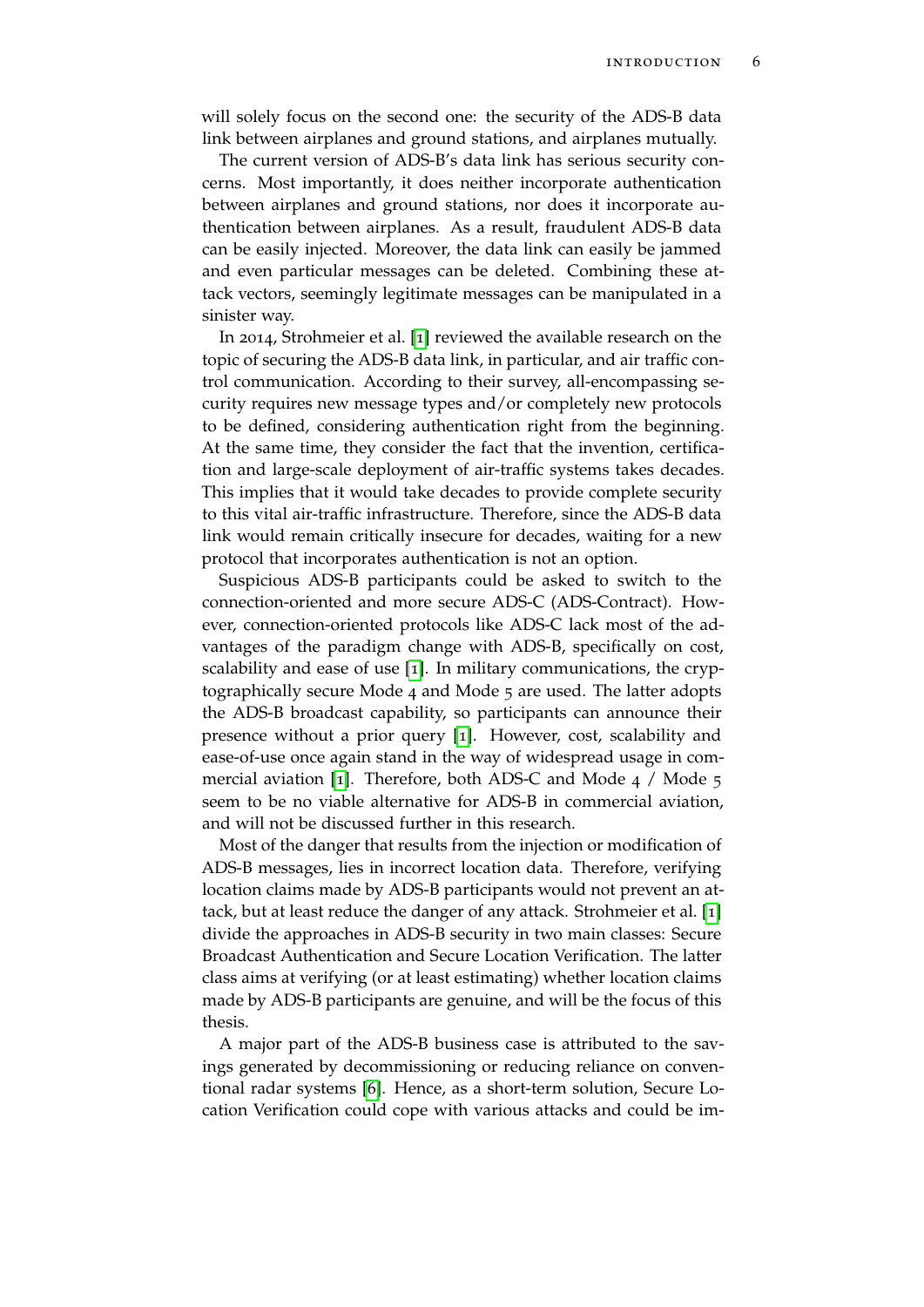will solely focus on the second one: the security of the ADS-B data link between airplanes and ground stations, and airplanes mutually.

The current version of ADS-B's data link has serious security concerns. Most importantly, it does neither incorporate authentication between airplanes and ground stations, nor does it incorporate authentication between airplanes. As a result, fraudulent ADS-B data can be easily injected. Moreover, the data link can easily be jammed and even particular messages can be deleted. Combining these attack vectors, seemingly legitimate messages can be manipulated in a sinister way.

In 2014, Strohmeier et al. [1] reviewed the available research on the topic of securing the ADS-B data link, in particular, and air traffic control communication. According to their survey, all-encompassing security requires new message types and/or completely new protocols to be defined, considering authentication right from the beginning. At the same time, they consider the fact that the invention, certification and large-scale deployment of air-traffic systems takes decades. This implies that it would take decades to provide complete security to this vital air-traffic infrastructure. Therefore, since the ADS-B data link would remain critically insecure for decades, waiting for a new protocol that incorporates authentication is not an option.

Suspicious ADS-B participants could be asked to switch to the connection-oriented and more secure ADS-C (ADS-Contract). However, connection-oriented protocols like ADS-C lack most of the advantages of the paradigm change with ADS-B, specifically on cost, scalability and ease of use [1]. In military communications, the cryptographically secure Mode 4 and Mode 5 are used. The latter adopts the ADS-B broadcast capability, so participants can announce their presence without a prior query [1]. However, cost, scalability and ease-of-use once again stand in the way of widespread usage in commercial aviation [1]. Therefore, both ADS-C and Mode 4 / Mode 5 seem to be no viable alternative for ADS-B in commercial aviation, and will not be discussed further in this research.

Most of the danger that results from the injection or modification of ADS-B messages, lies in incorrect location data. Therefore, verifying location claims made by ADS-B participants would not prevent an attack, but at least reduce the danger of any attack. Strohmeier et al. [1] divide the approaches in ADS-B security in two main classes: Secure Broadcast Authentication and Secure Location Verification. The latter class aims at verifying (or at least estimating) whether location claims made by ADS-B participants are genuine, and will be the focus of this thesis.

A major part of the ADS-B business case is attributed to the savings generated by decommissioning or reducing reliance on conventional radar systems [6]. Hence, as a short-term solution, Secure Location Verification could cope with various attacks and could be im-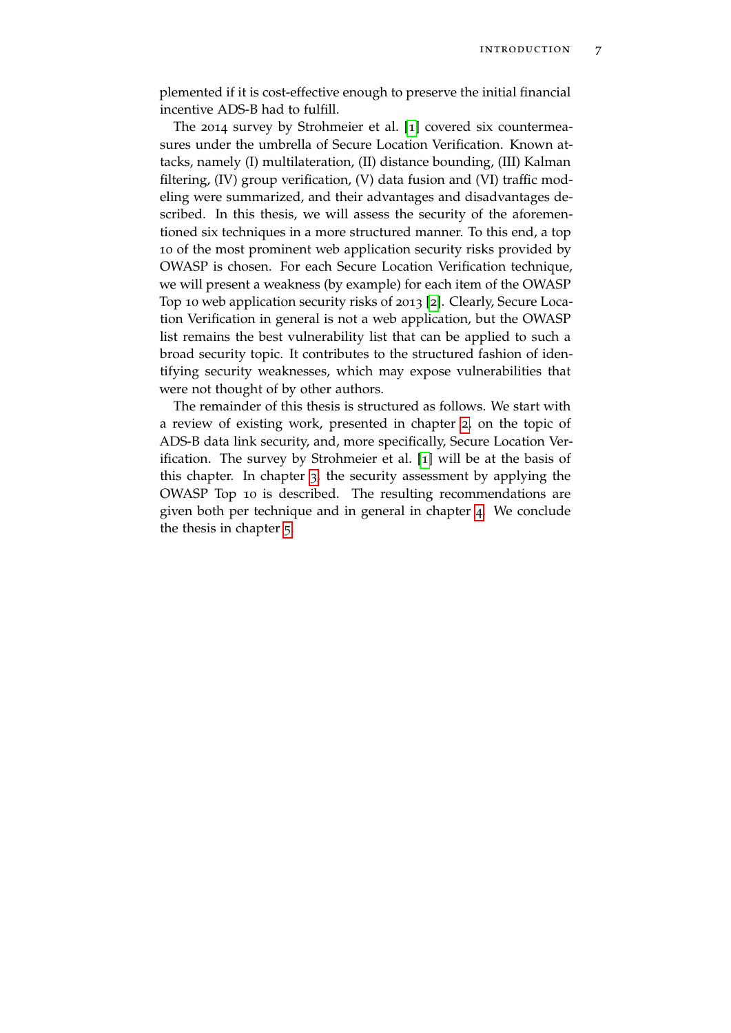plemented if it is cost-effective enough to preserve the initial financial incentive ADS-B had to fulfill.

The 2014 survey by Strohmeier et al. [1] covered six countermeasures under the umbrella of Secure Location Verification. Known attacks, namely (I) multilateration, (II) distance bounding, (III) Kalman filtering, (IV) group verification, (V) data fusion and (VI) traffic modeling were summarized, and their advantages and disadvantages described. In this thesis, we will assess the security of the aforementioned six techniques in a more structured manner. To this end, a top 10 of the most prominent web application security risks provided by OWASP is chosen. For each Secure Location Verification technique, we will present a weakness (by example) for each item of the OWASP Top 10 web application security risks of 2013 [2]. Clearly, Secure Location Verification in general is not a web application, but the OWASP list remains the best vulnerability list that can be applied to such a broad security topic. It contributes to the structured fashion of identifying security weaknesses, which may expose vulnerabilities that were not thought of by other authors.

The remainder of this thesis is structured as follows. We start with a review of existing work, presented in chapter 2, on the topic of ADS-B data link security, and, more specifically, Secure Location Verification. The survey by Strohmeier et al. [1] will be at the basis of this chapter. In chapter 3, the security assessment by applying the OWASP Top 10 is described. The resulting recommendations are given both per technique and in general in chapter 4. We conclude the thesis in chapter 5.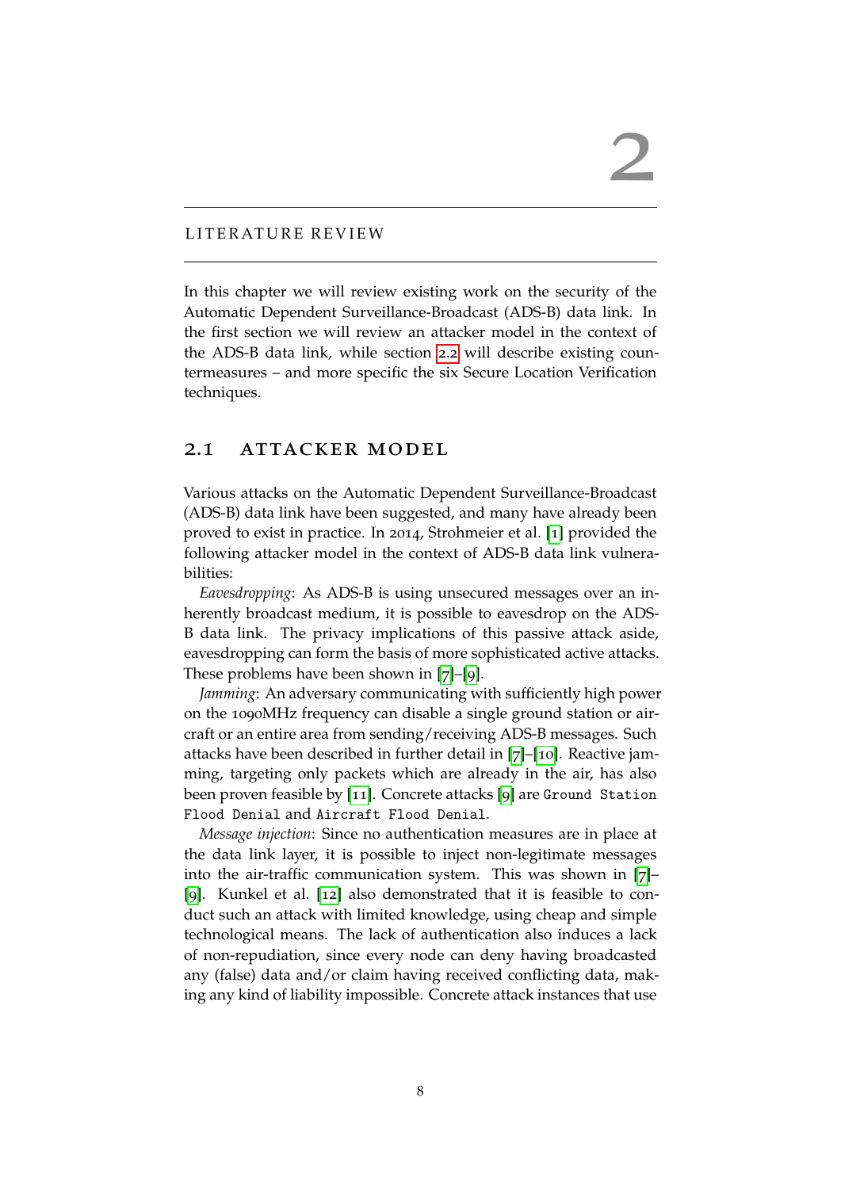# 2 LITERATURE REVIEW

In this chapter we will review existing work on the security of the Automatic Dependent Surveillance-Broadcast (ADS-B) data link. In the first section we will review an attacker model in the context of the ADS-B data link, while section 2.2 will describe existing countermeasures – and more specific the six Secure Location Verification techniques.

## 2.1 ATTACKER MODEL

Various attacks on the Automatic Dependent Surveillance-Broadcast (ADS-B) data link have been suggested, and many have already been proved to exist in practice. In 2014, Strohmeier et al. [1] provided the following attacker model in the context of ADS-B data link vulnerabilities:

*Eavesdropping*: As ADS-B is using unsecured messages over an inherently broadcast medium, it is possible to eavesdrop on the ADS-B data link. The privacy implications of this passive attack aside, eavesdropping can form the basis of more sophisticated active attacks. These problems have been shown in [7]–[9].

*Jamming*: An adversary communicating with sufficiently high power on the 1090MHz frequency can disable a single ground station or aircraft or an entire area from sending/receiving ADS-B messages. Such attacks have been described in further detail in [7]–[10]. Reactive jamming, targeting only packets which are already in the air, has also been proven feasible by [11]. Concrete attacks [9] are `Ground Station Flood Denial` and `Aircraft Flood Denial`.

*Message injection*: Since no authentication measures are in place at the data link layer, it is possible to inject non-legitimate messages into the air-traffic communication system. This was shown in [7]–[9]. Kunkel et al. [12] also demonstrated that it is feasible to conduct such an attack with limited knowledge, using cheap and simple technological means. The lack of authentication also induces a lack of non-repudiation, since every node can deny having broadcasted any (false) data and/or claim having received conflicting data, making any kind of liability impossible. Concrete attack instances that use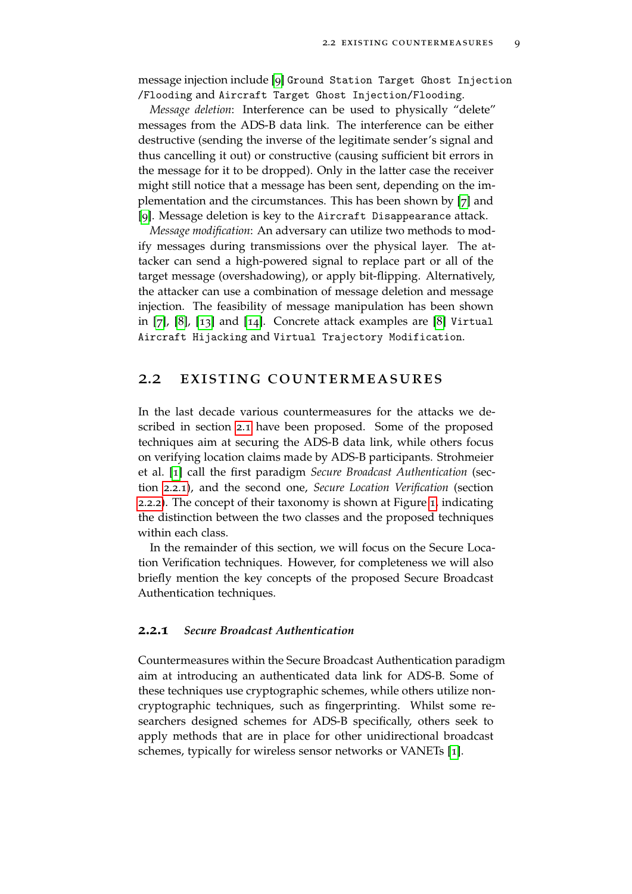message injection include [9] `Ground Station Target Ghost Injection /Flooding` and `Aircraft Target Ghost Injection/Flooding`.

*Message deletion*: Interference can be used to physically "delete" messages from the ADS-B data link. The interference can be either destructive (sending the inverse of the legitimate sender's signal and thus cancelling it out) or constructive (causing sufficient bit errors in the message for it to be dropped). Only in the latter case the receiver might still notice that a message has been sent, depending on the implementation and the circumstances. This has been shown by [7] and [9]. Message deletion is key to the `Aircraft Disappearance` attack.

*Message modification*: An adversary can utilize two methods to modify messages during transmissions over the physical layer. The attacker can send a high-powered signal to replace part or all of the target message (overshadowing), or apply bit-flipping. Alternatively, the attacker can use a combination of message deletion and message injection. The feasibility of message manipulation has been shown in [7], [8], [13] and [14]. Concrete attack examples are [8] `Virtual Aircraft Hijacking` and `Virtual Trajectory Modification`.

## 2.2 EXISTING COUNTERMEASURES

In the last decade various countermeasures for the attacks we described in section 2.1 have been proposed. Some of the proposed techniques aim at securing the ADS-B data link, while others focus on verifying location claims made by ADS-B participants. Strohmeier et al. [1] call the first paradigm *Secure Broadcast Authentication* (section 2.2.1), and the second one, *Secure Location Verification* (section 2.2.2). The concept of their taxonomy is shown at Figure 1, indicating the distinction between the two classes and the proposed techniques within each class.

In the remainder of this section, we will focus on the Secure Location Verification techniques. However, for completeness we will also briefly mention the key concepts of the proposed Secure Broadcast Authentication techniques.

### 2.2.1 *Secure Broadcast Authentication*

Countermeasures within the Secure Broadcast Authentication paradigm aim at introducing an authenticated data link for ADS-B. Some of these techniques use cryptographic schemes, while others utilize non-cryptographic techniques, such as fingerprinting. Whilst some researchers designed schemes for ADS-B specifically, others seek to apply methods that are in place for other unidirectional broadcast schemes, typically for wireless sensor networks or VANETs [1].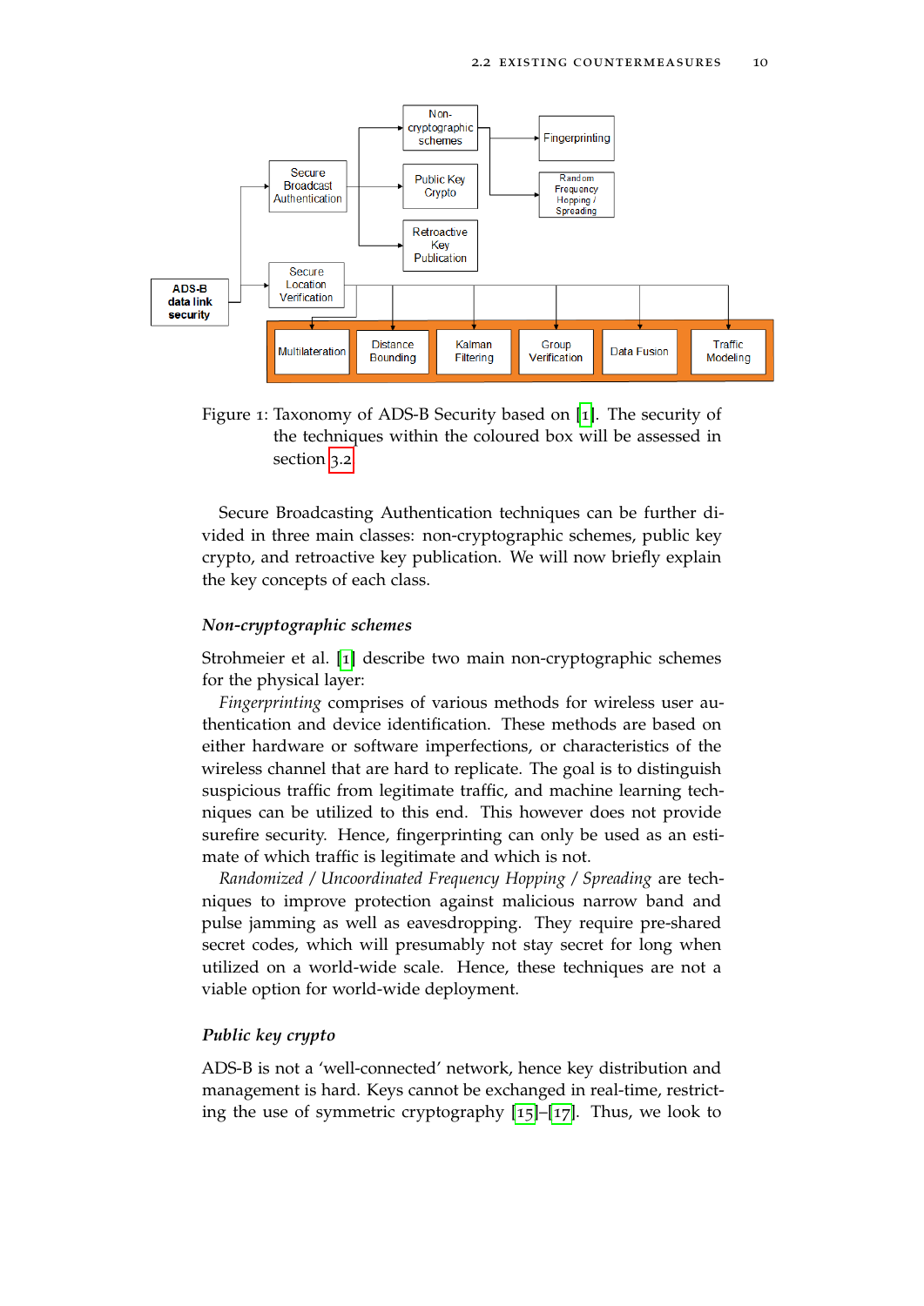Figure 1: Taxonomy of ADS-B Security based on [1]. The security of the techniques within the coloured box will be assessed in section 3.2

Secure Broadcasting Authentication techniques can be further divided in three main classes: non-cryptographic schemes, public key crypto, and retroactive key publication. We will now briefly explain the key concepts of each class.

#### *Non-cryptographic schemes*

Strohmeier et al. [1] describe two main non-cryptographic schemes for the physical layer:

*Fingerprinting* comprises of various methods for wireless user authentication and device identification. These methods are based on either hardware or software imperfections, or characteristics of the wireless channel that are hard to replicate. The goal is to distinguish suspicious traffic from legitimate traffic, and machine learning techniques can be utilized to this end. This however does not provide surefire security. Hence, fingerprinting can only be used as an estimate of which traffic is legitimate and which is not.

*Randomized / Uncoordinated Frequency Hopping / Spreading* are techniques to improve protection against malicious narrow band and pulse jamming as well as eavesdropping. They require pre-shared secret codes, which will presumably not stay secret for long when utilized on a world-wide scale. Hence, these techniques are not a viable option for world-wide deployment.

#### *Public key crypto*

ADS-B is not a 'well-connected' network, hence key distribution and management is hard. Keys cannot be exchanged in real-time, restricting the use of symmetric cryptography [15]–[17]. Thus, we look to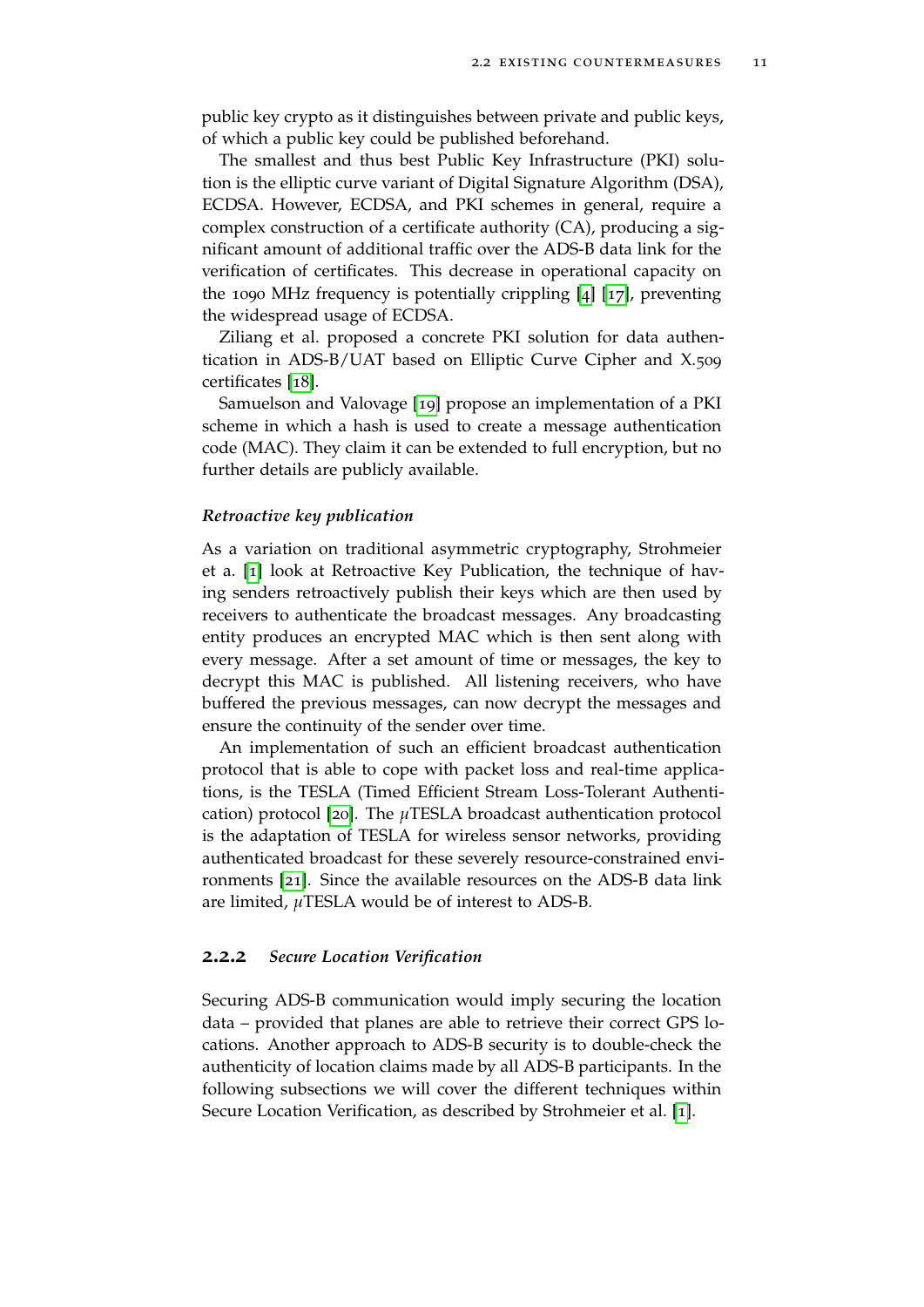public key crypto as it distinguishes between private and public keys, of which a public key could be published beforehand.

The smallest and thus best Public Key Infrastructure (PKI) solution is the elliptic curve variant of Digital Signature Algorithm (DSA), ECDSA. However, ECDSA, and PKI schemes in general, require a complex construction of a certificate authority (CA), producing a significant amount of additional traffic over the ADS-B data link for the verification of certificates. This decrease in operational capacity on the 1090 MHz frequency is potentially crippling [4] [17], preventing the widespread usage of ECDSA.

Ziliang et al. proposed a concrete PKI solution for data authentication in ADS-B/UAT based on Elliptic Curve Cipher and X.509 certificates [18].

Samuelson and Valovage [19] propose an implementation of a PKI scheme in which a hash is used to create a message authentication code (MAC). They claim it can be extended to full encryption, but no further details are publicly available.

***Retroactive key publication***

As a variation on traditional asymmetric cryptography, Strohmeier et a. [1] look at Retroactive Key Publication, the technique of having senders retroactively publish their keys which are then used by receivers to authenticate the broadcast messages. Any broadcasting entity produces an encrypted MAC which is then sent along with every message. After a set amount of time or messages, the key to decrypt this MAC is published. All listening receivers, who have buffered the previous messages, can now decrypt the messages and ensure the continuity of the sender over time.

An implementation of such an efficient broadcast authentication protocol that is able to cope with packet loss and real-time applications, is the TESLA (Timed Efficient Stream Loss-Tolerant Authentication) protocol [20]. The $\mu$TESLA broadcast authentication protocol is the adaptation of TESLA for wireless sensor networks, providing authenticated broadcast for these severely resource-constrained environments [21]. Since the available resources on the ADS-B data link are limited, $\mu$TESLA would be of interest to ADS-B.

### 2.2.2 *Secure Location Verification*

Securing ADS-B communication would imply securing the location data – provided that planes are able to retrieve their correct GPS locations. Another approach to ADS-B security is to double-check the authenticity of location claims made by all ADS-B participants. In the following subsections we will cover the different techniques within Secure Location Verification, as described by Strohmeier et al. [1].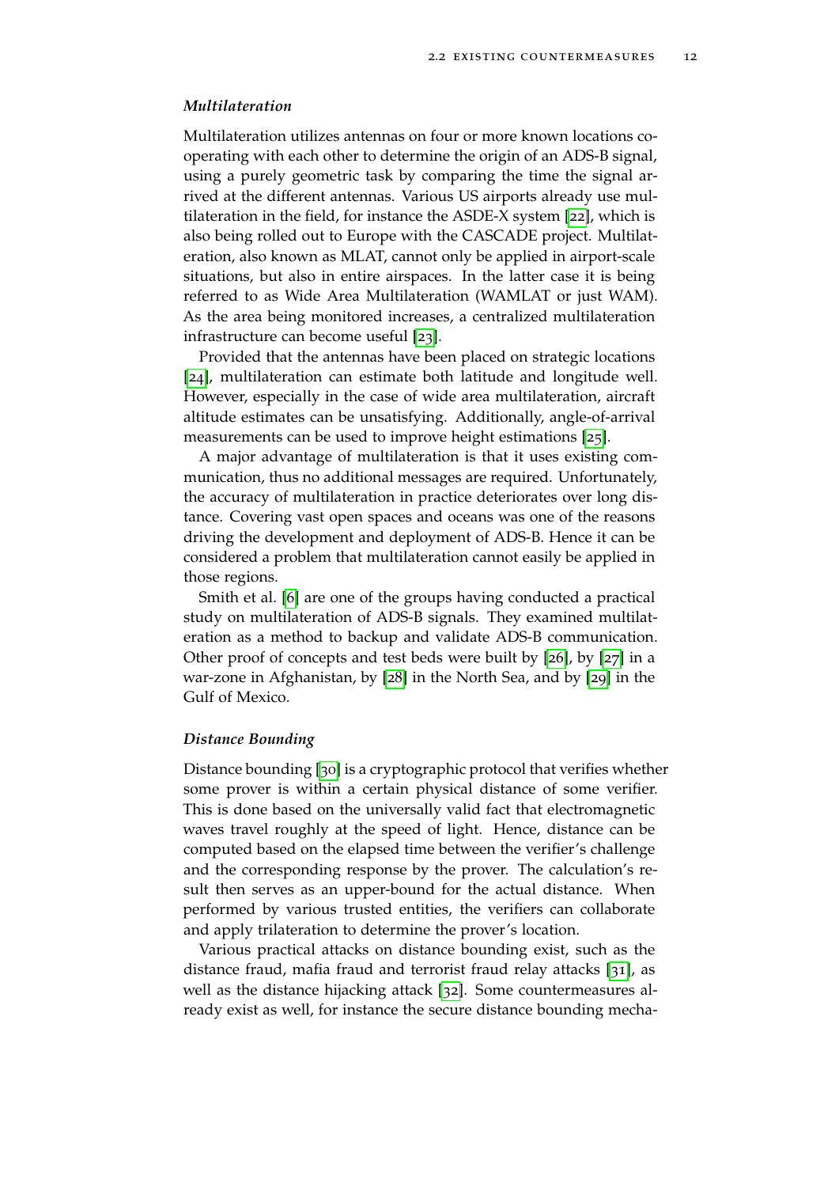### *Multilateration*

Multilateration utilizes antennas on four or more known locations cooperating with each other to determine the origin of an ADS-B signal, using a purely geometric task by comparing the time the signal arrived at the different antennas. Various US airports already use multilateration in the field, for instance the ASDE-X system [22], which is also being rolled out to Europe with the CASCADE project. Multilateration, also known as MLAT, cannot only be applied in airport-scale situations, but also in entire airspaces. In the latter case it is being referred to as Wide Area Multilateration (WAMLAT or just WAM). As the area being monitored increases, a centralized multilateration infrastructure can become useful [23].

Provided that the antennas have been placed on strategic locations [24], multilateration can estimate both latitude and longitude well. However, especially in the case of wide area multilateration, aircraft altitude estimates can be unsatisfying. Additionally, angle-of-arrival measurements can be used to improve height estimations [25].

A major advantage of multilateration is that it uses existing communication, thus no additional messages are required. Unfortunately, the accuracy of multilateration in practice deteriorates over long distance. Covering vast open spaces and oceans was one of the reasons driving the development and deployment of ADS-B. Hence it can be considered a problem that multilateration cannot easily be applied in those regions.

Smith et al. [6] are one of the groups having conducted a practical study on multilateration of ADS-B signals. They examined multilateration as a method to backup and validate ADS-B communication. Other proof of concepts and test beds were built by [26], by [27] in a war-zone in Afghanistan, by [28] in the North Sea, and by [29] in the Gulf of Mexico.

### *Distance Bounding*

Distance bounding [30] is a cryptographic protocol that verifies whether some prover is within a certain physical distance of some verifier. This is done based on the universally valid fact that electromagnetic waves travel roughly at the speed of light. Hence, distance can be computed based on the elapsed time between the verifier's challenge and the corresponding response by the prover. The calculation's result then serves as an upper-bound for the actual distance. When performed by various trusted entities, the verifiers can collaborate and apply trilateration to determine the prover's location.

Various practical attacks on distance bounding exist, such as the distance fraud, mafia fraud and terrorist fraud relay attacks [31], as well as the distance hijacking attack [32]. Some countermeasures already exist as well, for instance the secure distance bounding mecha-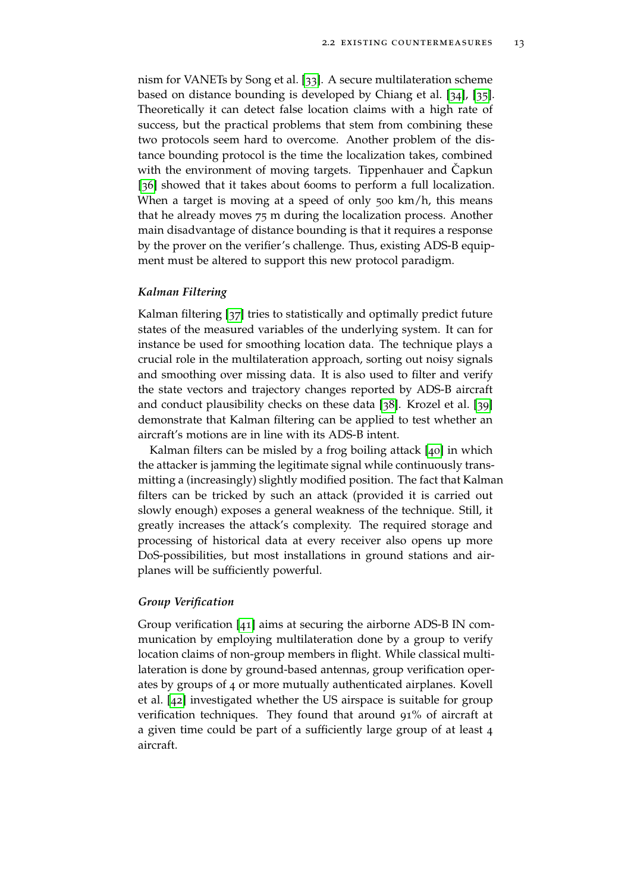nism for VANETs by Song et al. [33]. A secure multilateration scheme based on distance bounding is developed by Chiang et al. [34], [35]. Theoretically it can detect false location claims with a high rate of success, but the practical problems that stem from combining these two protocols seem hard to overcome. Another problem of the distance bounding protocol is the time the localization takes, combined with the environment of moving targets. Tippenhauer and Čapkun [36] showed that it takes about 600ms to perform a full localization. When a target is moving at a speed of only 500 km/h, this means that he already moves 75 m during the localization process. Another main disadvantage of distance bounding is that it requires a response by the prover on the verifier's challenge. Thus, existing ADS-B equipment must be altered to support this new protocol paradigm.

#### *Kalman Filtering*

Kalman filtering [37] tries to statistically and optimally predict future states of the measured variables of the underlying system. It can for instance be used for smoothing location data. The technique plays a crucial role in the multilateration approach, sorting out noisy signals and smoothing over missing data. It is also used to filter and verify the state vectors and trajectory changes reported by ADS-B aircraft and conduct plausibility checks on these data [38]. Krozel et al. [39] demonstrate that Kalman filtering can be applied to test whether an aircraft's motions are in line with its ADS-B intent.

Kalman filters can be misled by a frog boiling attack [40] in which the attacker is jamming the legitimate signal while continuously transmitting a (increasingly) slightly modified position. The fact that Kalman filters can be tricked by such an attack (provided it is carried out slowly enough) exposes a general weakness of the technique. Still, it greatly increases the attack's complexity. The required storage and processing of historical data at every receiver also opens up more DoS-possibilities, but most installations in ground stations and airplanes will be sufficiently powerful.

#### *Group Verification*

Group verification [41] aims at securing the airborne ADS-B IN communication by employing multilateration done by a group to verify location claims of non-group members in flight. While classical multilateration is done by ground-based antennas, group verification operates by groups of 4 or more mutually authenticated airplanes. Kovell et al. [42] investigated whether the US airspace is suitable for group verification techniques. They found that around 91% of aircraft at a given time could be part of a sufficiently large group of at least 4 aircraft.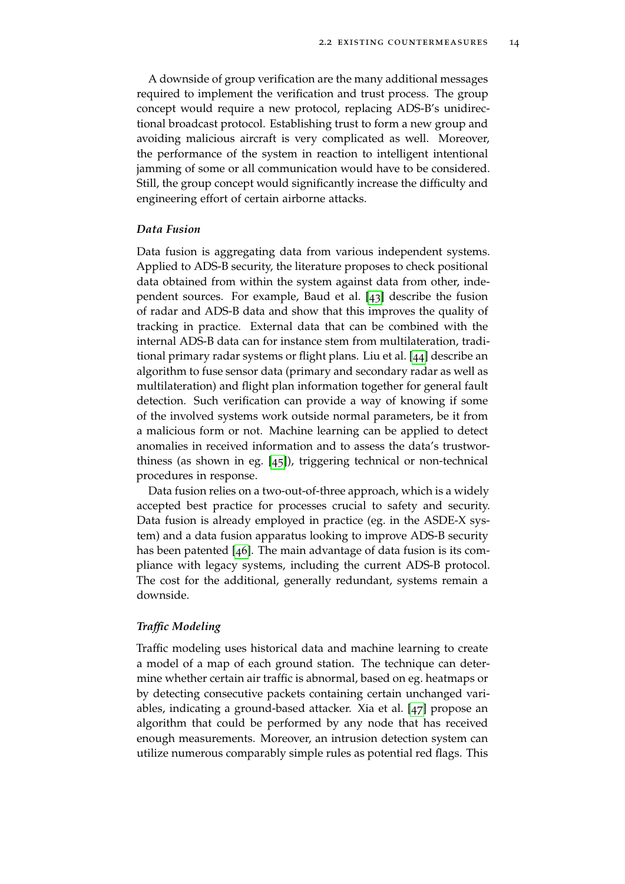A downside of group verification are the many additional messages required to implement the verification and trust process. The group concept would require a new protocol, replacing ADS-B's unidirectional broadcast protocol. Establishing trust to form a new group and avoiding malicious aircraft is very complicated as well. Moreover, the performance of the system in reaction to intelligent intentional jamming of some or all communication would have to be considered. Still, the group concept would significantly increase the difficulty and engineering effort of certain airborne attacks.

#### *Data Fusion*

Data fusion is aggregating data from various independent systems. Applied to ADS-B security, the literature proposes to check positional data obtained from within the system against data from other, independent sources. For example, Baud et al. [43] describe the fusion of radar and ADS-B data and show that this improves the quality of tracking in practice. External data that can be combined with the internal ADS-B data can for instance stem from multilateration, traditional primary radar systems or flight plans. Liu et al. [44] describe an algorithm to fuse sensor data (primary and secondary radar as well as multilateration) and flight plan information together for general fault detection. Such verification can provide a way of knowing if some of the involved systems work outside normal parameters, be it from a malicious form or not. Machine learning can be applied to detect anomalies in received information and to assess the data's trustworthiness (as shown in eg. [45]), triggering technical or non-technical procedures in response.

Data fusion relies on a two-out-of-three approach, which is a widely accepted best practice for processes crucial to safety and security. Data fusion is already employed in practice (eg. in the ASDE-X system) and a data fusion apparatus looking to improve ADS-B security has been patented [46]. The main advantage of data fusion is its compliance with legacy systems, including the current ADS-B protocol. The cost for the additional, generally redundant, systems remain a downside.

#### *Traffic Modeling*

Traffic modeling uses historical data and machine learning to create a model of a map of each ground station. The technique can determine whether certain air traffic is abnormal, based on eg. heatmaps or by detecting consecutive packets containing certain unchanged variables, indicating a ground-based attacker. Xia et al. [47] propose an algorithm that could be performed by any node that has received enough measurements. Moreover, an intrusion detection system can utilize numerous comparably simple rules as potential red flags. This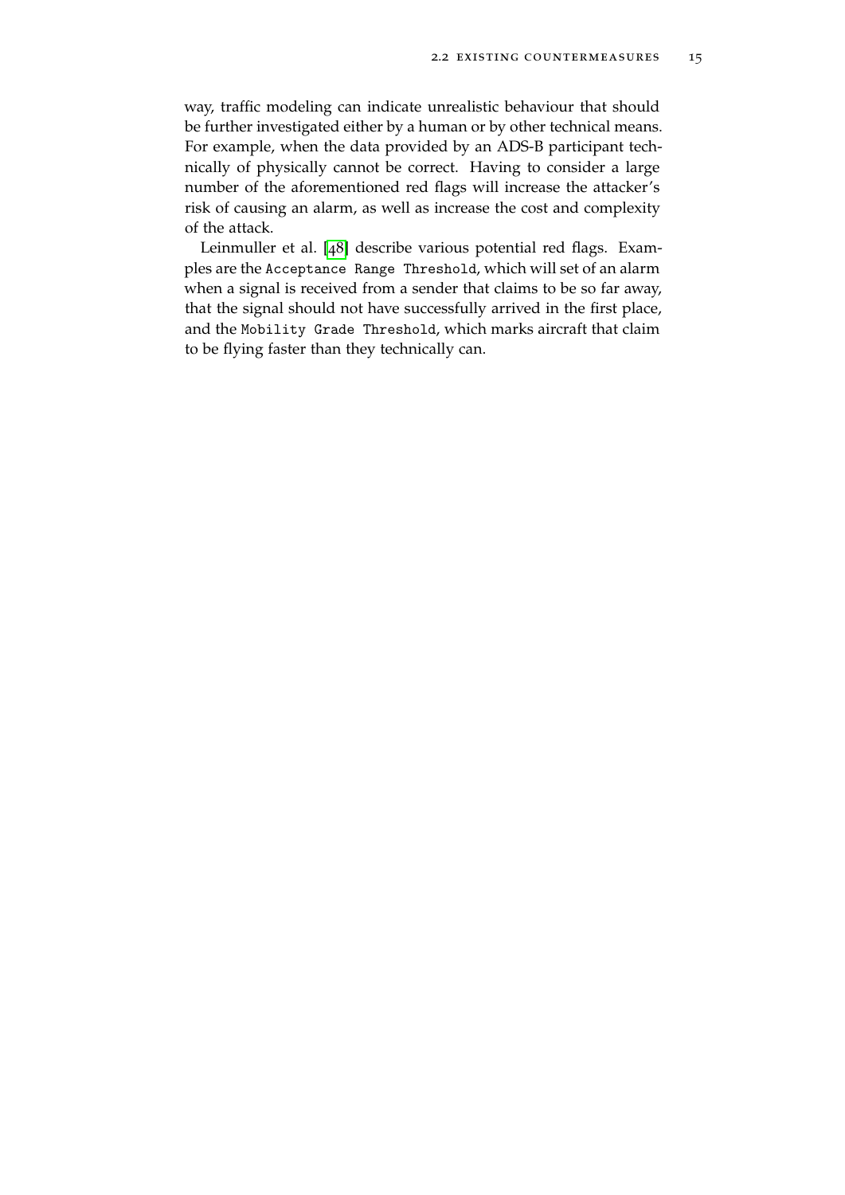way, traffic modeling can indicate unrealistic behaviour that should be further investigated either by a human or by other technical means. For example, when the data provided by an ADS-B participant technically of physically cannot be correct. Having to consider a large number of the aforementioned red flags will increase the attacker's risk of causing an alarm, as well as increase the cost and complexity of the attack.

Leinmuller et al. [48] describe various potential red flags. Examples are the `Acceptance Range Threshold`, which will set of an alarm when a signal is received from a sender that claims to be so far away, that the signal should not have successfully arrived in the first place, and the `Mobility Grade Threshold`, which marks aircraft that claim to be flying faster than they technically can.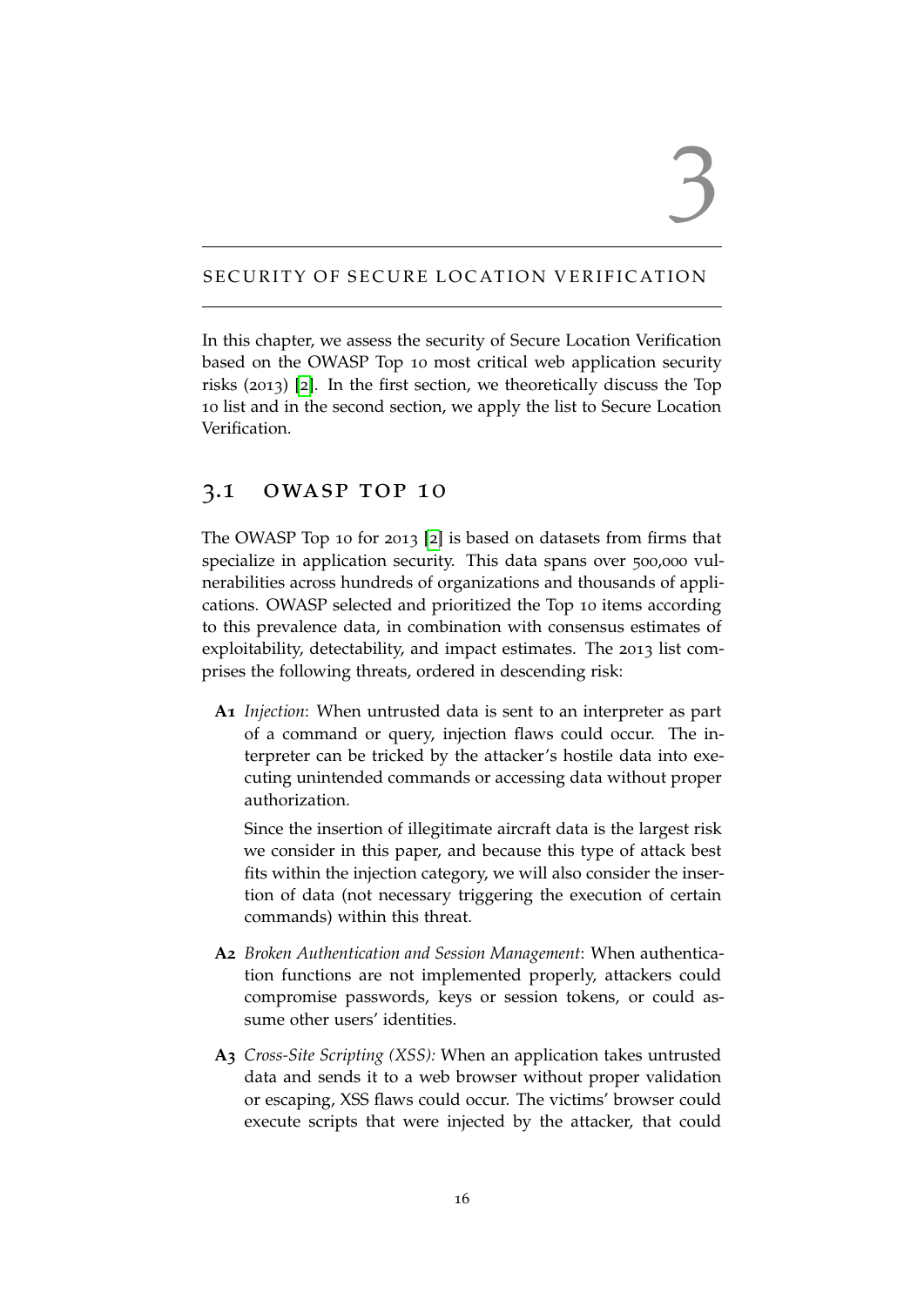# 3 SECURITY OF SECURE LOCATION VERIFICATION

In this chapter, we assess the security of Secure Location Verification based on the OWASP Top 10 most critical web application security risks (2013) [2]. In the first section, we theoretically discuss the Top 10 list and in the second section, we apply the list to Secure Location Verification.

## 3.1 OWASP TOP 10

The OWASP Top 10 for 2013 [2] is based on datasets from firms that specialize in application security. This data spans over 500,000 vulnerabilities across hundreds of organizations and thousands of applications. OWASP selected and prioritized the Top 10 items according to this prevalence data, in combination with consensus estimates of exploitability, detectability, and impact estimates. The 2013 list comprises the following threats, ordered in descending risk:

**A1** *Injection*: When untrusted data is sent to an interpreter as part of a command or query, injection flaws could occur. The interpreter can be tricked by the attacker's hostile data into executing unintended commands or accessing data without proper authorization.

Since the insertion of illegitimate aircraft data is the largest risk we consider in this paper, and because this type of attack best fits within the injection category, we will also consider the insertion of data (not necessary triggering the execution of certain commands) within this threat.

**A2** *Broken Authentication and Session Management*: When authentication functions are not implemented properly, attackers could compromise passwords, keys or session tokens, or could assume other users' identities.

**A3** *Cross-Site Scripting (XSS):* When an application takes untrusted data and sends it to a web browser without proper validation or escaping, XSS flaws could occur. The victims' browser could execute scripts that were injected by the attacker, that could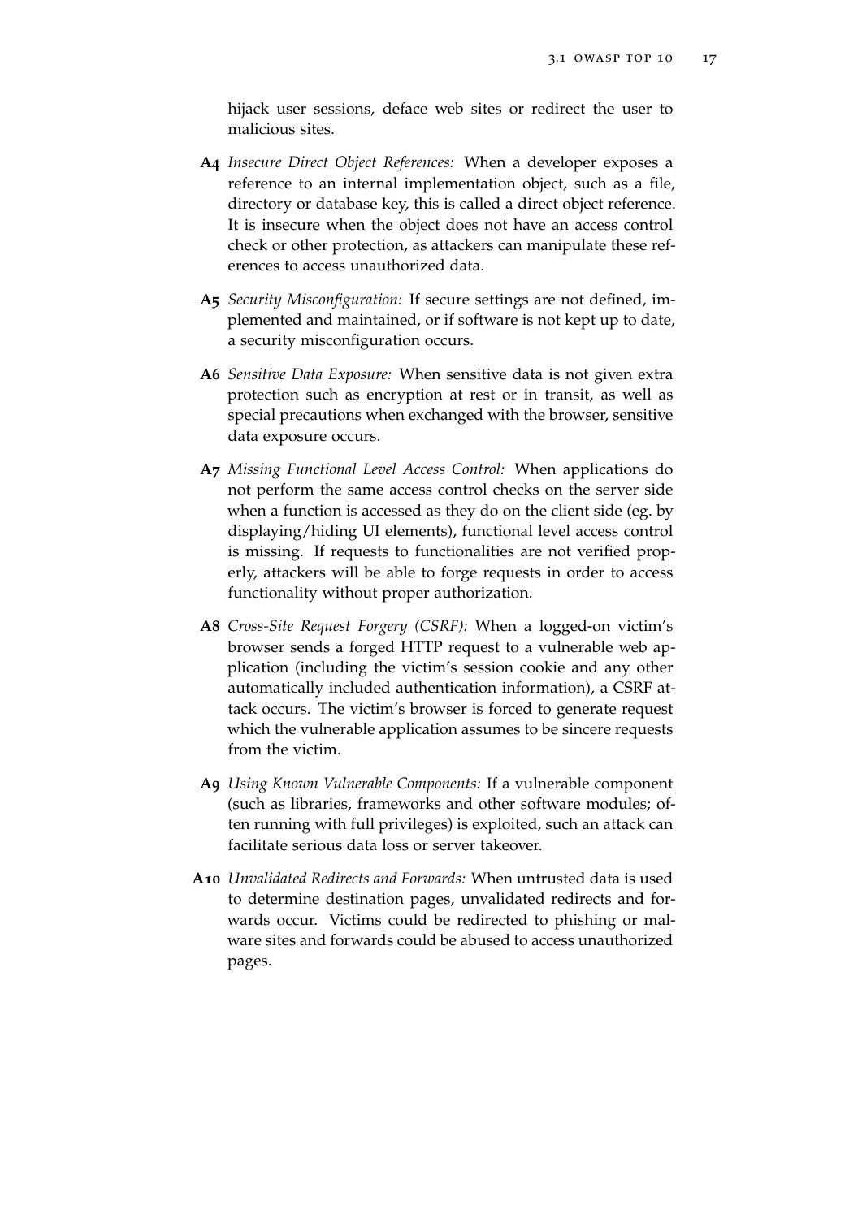hijack user sessions, deface web sites or redirect the user to malicious sites.

**A4** *Insecure Direct Object References:* When a developer exposes a reference to an internal implementation object, such as a file, directory or database key, this is called a direct object reference. It is insecure when the object does not have an access control check or other protection, as attackers can manipulate these references to access unauthorized data.

**A5** *Security Misconfiguration:* If secure settings are not defined, implemented and maintained, or if software is not kept up to date, a security misconfiguration occurs.

**A6** *Sensitive Data Exposure:* When sensitive data is not given extra protection such as encryption at rest or in transit, as well as special precautions when exchanged with the browser, sensitive data exposure occurs.

**A7** *Missing Functional Level Access Control:* When applications do not perform the same access control checks on the server side when a function is accessed as they do on the client side (eg. by displaying/hiding UI elements), functional level access control is missing. If requests to functionalities are not verified properly, attackers will be able to forge requests in order to access functionality without proper authorization.

**A8** *Cross-Site Request Forgery (CSRF):* When a logged-on victim's browser sends a forged HTTP request to a vulnerable web application (including the victim's session cookie and any other automatically included authentication information), a CSRF attack occurs. The victim's browser is forced to generate request which the vulnerable application assumes to be sincere requests from the victim.

**A9** *Using Known Vulnerable Components:* If a vulnerable component (such as libraries, frameworks and other software modules; often running with full privileges) is exploited, such an attack can facilitate serious data loss or server takeover.

**A10** *Unvalidated Redirects and Forwards:* When untrusted data is used to determine destination pages, unvalidated redirects and forwards occur. Victims could be redirected to phishing or malware sites and forwards could be abused to access unauthorized pages.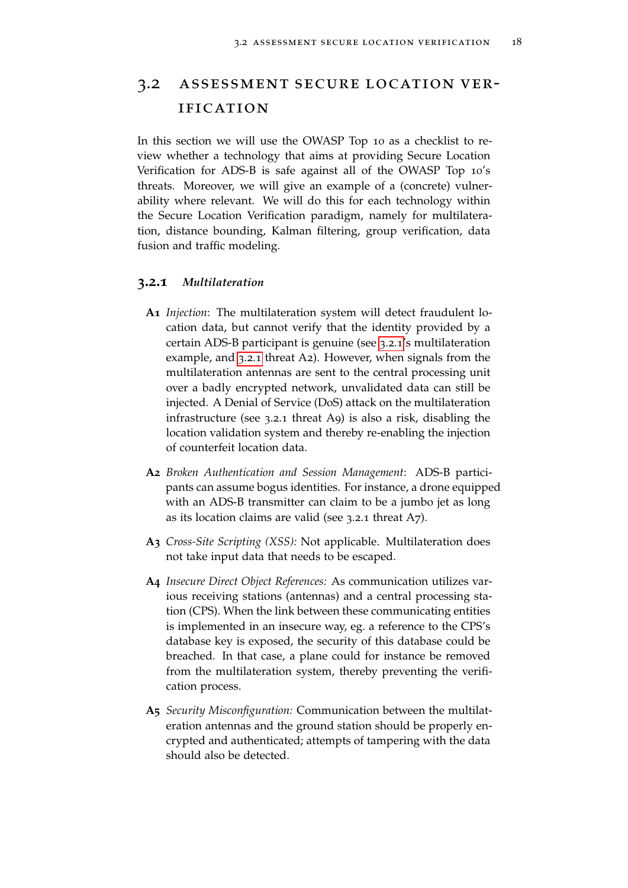## 3.2 ASSESSMENT SECURE LOCATION VERIFICATION

In this section we will use the OWASP Top 10 as a checklist to review whether a technology that aims at providing Secure Location Verification for ADS-B is safe against all of the OWASP Top 10's threats. Moreover, we will give an example of a (concrete) vulnerability where relevant. We will do this for each technology within the Secure Location Verification paradigm, namely for multilateration, distance bounding, Kalman filtering, group verification, data fusion and traffic modeling.

### 3.2.1 *Multilateration*

- **A1** *Injection*: The multilateration system will detect fraudulent location data, but cannot verify that the identity provided by a certain ADS-B participant is genuine (see 3.2.1's multilateration example, and 3.2.1 threat A2). However, when signals from the multilateration antennas are sent to the central processing unit over a badly encrypted network, unvalidated data can still be injected. A Denial of Service (DoS) attack on the multilateration infrastructure (see 3.2.1 threat A9) is also a risk, disabling the location validation system and thereby re-enabling the injection of counterfeit location data.

- **A2** *Broken Authentication and Session Management*: ADS-B participants can assume bogus identities. For instance, a drone equipped with an ADS-B transmitter can claim to be a jumbo jet as long as its location claims are valid (see 3.2.1 threat A7).

- **A3** *Cross-Site Scripting (XSS):* Not applicable. Multilateration does not take input data that needs to be escaped.

- **A4** *Insecure Direct Object References:* As communication utilizes various receiving stations (antennas) and a central processing station (CPS). When the link between these communicating entities is implemented in an insecure way, eg. a reference to the CPS's database key is exposed, the security of this database could be breached. In that case, a plane could for instance be removed from the multilateration system, thereby preventing the verification process.

- **A5** *Security Misconfiguration:* Communication between the multilateration antennas and the ground station should be properly encrypted and authenticated; attempts of tampering with the data should also be detected.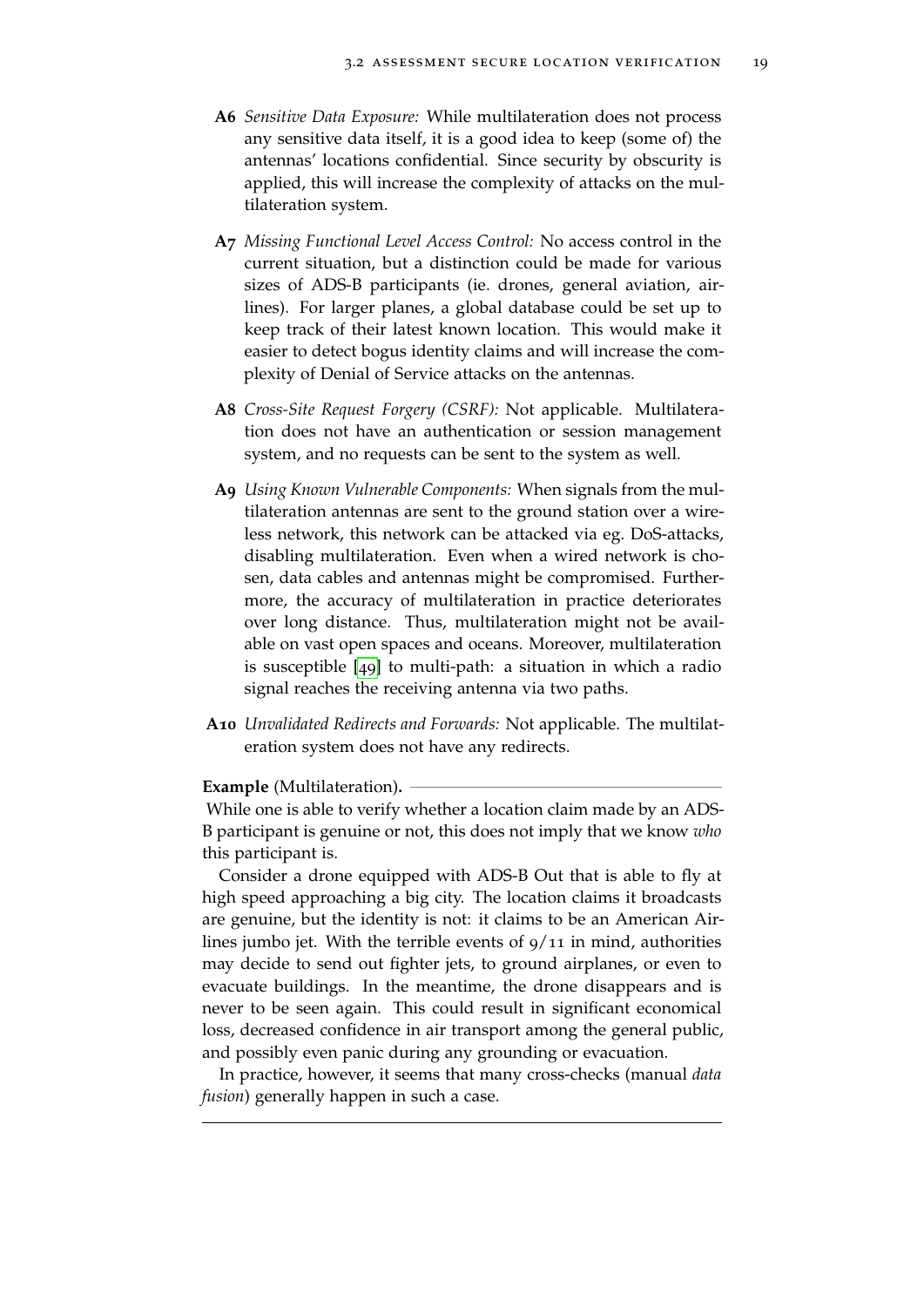**A6** *Sensitive Data Exposure:* While multilateration does not process any sensitive data itself, it is a good idea to keep (some of) the antennas' locations confidential. Since security by obscurity is applied, this will increase the complexity of attacks on the multilateration system.

**A7** *Missing Functional Level Access Control:* No access control in the current situation, but a distinction could be made for various sizes of ADS-B participants (ie. drones, general aviation, airlines). For larger planes, a global database could be set up to keep track of their latest known location. This would make it easier to detect bogus identity claims and will increase the complexity of Denial of Service attacks on the antennas.

**A8** *Cross-Site Request Forgery (CSRF):* Not applicable. Multilateration does not have an authentication or session management system, and no requests can be sent to the system as well.

**A9** *Using Known Vulnerable Components:* When signals from the multilateration antennas are sent to the ground station over a wireless network, this network can be attacked via eg. DoS-attacks, disabling multilateration. Even when a wired network is chosen, data cables and antennas might be compromised. Furthermore, the accuracy of multilateration in practice deteriorates over long distance. Thus, multilateration might not be available on vast open spaces and oceans. Moreover, multilateration is susceptible [49] to multi-path: a situation in which a radio signal reaches the receiving antenna via two paths.

**A10** *Unvalidated Redirects and Forwards:* Not applicable. The multilateration system does not have any redirects.

**Example** (Multilateration).

While one is able to verify whether a location claim made by an ADS-B participant is genuine or not, this does not imply that we know *who* this participant is.

Consider a drone equipped with ADS-B Out that is able to fly at high speed approaching a big city. The location claims it broadcasts are genuine, but the identity is not: it claims to be an American Airlines jumbo jet. With the terrible events of 9/11 in mind, authorities may decide to send out fighter jets, to ground airplanes, or even to evacuate buildings. In the meantime, the drone disappears and is never to be seen again. This could result in significant economical loss, decreased confidence in air transport among the general public, and possibly even panic during any grounding or evacuation.

In practice, however, it seems that many cross-checks (manual *data fusion*) generally happen in such a case.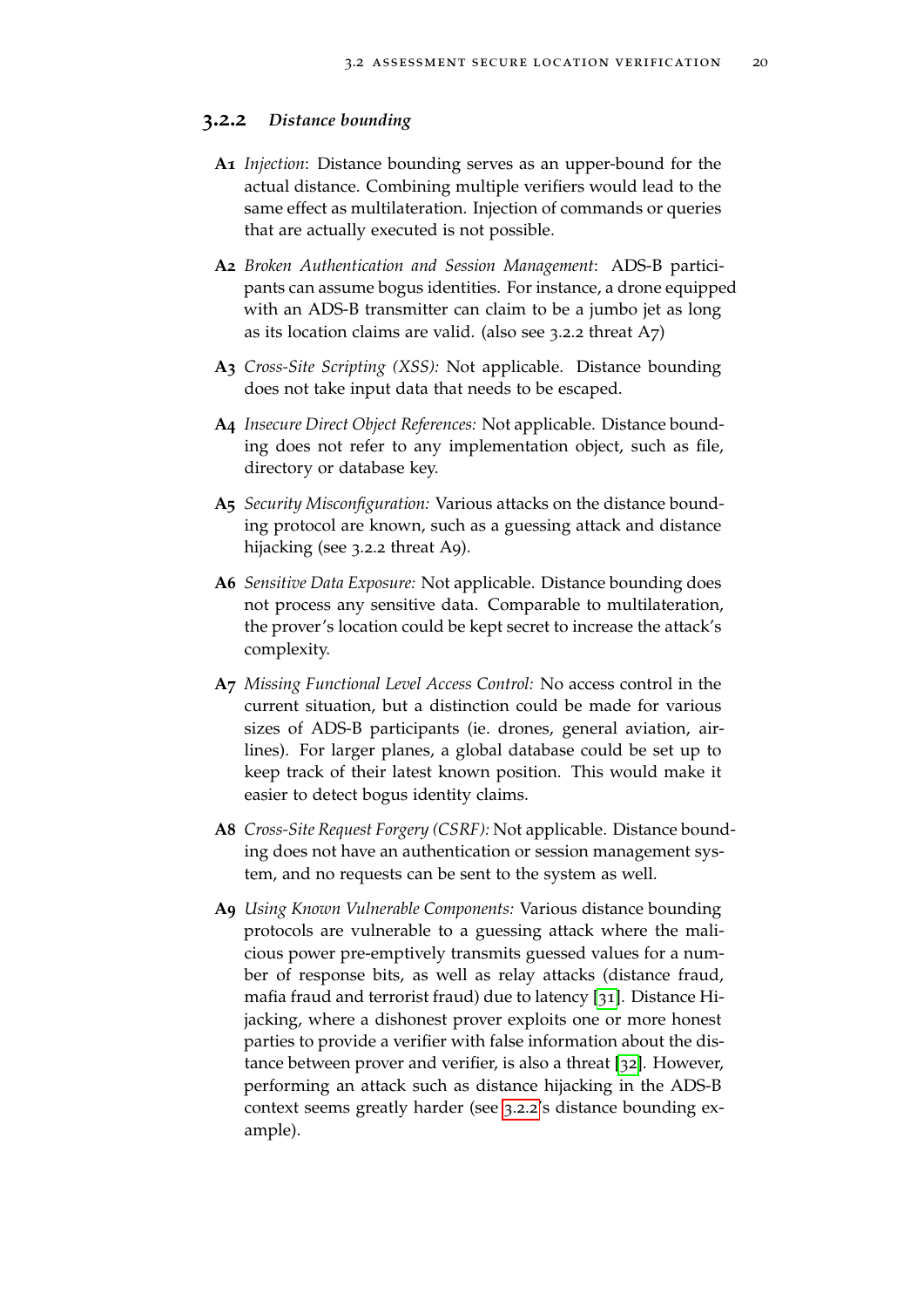### 3.2.2 *Distance bounding*

**A1** *Injection*: Distance bounding serves as an upper-bound for the actual distance. Combining multiple verifiers would lead to the same effect as multilateration. Injection of commands or queries that are actually executed is not possible.

**A2** *Broken Authentication and Session Management*: ADS-B participants can assume bogus identities. For instance, a drone equipped with an ADS-B transmitter can claim to be a jumbo jet as long as its location claims are valid. (also see 3.2.2 threat A7)

**A3** *Cross-Site Scripting (XSS):* Not applicable. Distance bounding does not take input data that needs to be escaped.

**A4** *Insecure Direct Object References:* Not applicable. Distance bounding does not refer to any implementation object, such as file, directory or database key.

**A5** *Security Misconfiguration:* Various attacks on the distance bounding protocol are known, such as a guessing attack and distance hijacking (see 3.2.2 threat A9).

**A6** *Sensitive Data Exposure:* Not applicable. Distance bounding does not process any sensitive data. Comparable to multilateration, the prover's location could be kept secret to increase the attack's complexity.

**A7** *Missing Functional Level Access Control:* No access control in the current situation, but a distinction could be made for various sizes of ADS-B participants (ie. drones, general aviation, airlines). For larger planes, a global database could be set up to keep track of their latest known position. This would make it easier to detect bogus identity claims.

**A8** *Cross-Site Request Forgery (CSRF):* Not applicable. Distance bounding does not have an authentication or session management system, and no requests can be sent to the system as well.

**A9** *Using Known Vulnerable Components:* Various distance bounding protocols are vulnerable to a guessing attack where the malicious power pre-emptively transmits guessed values for a number of response bits, as well as relay attacks (distance fraud, mafia fraud and terrorist fraud) due to latency [31]. Distance Hijacking, where a dishonest prover exploits one or more honest parties to provide a verifier with false information about the distance between prover and verifier, is also a threat [32]. However, performing an attack such as distance hijacking in the ADS-B context seems greatly harder (see 3.2.2's distance bounding example).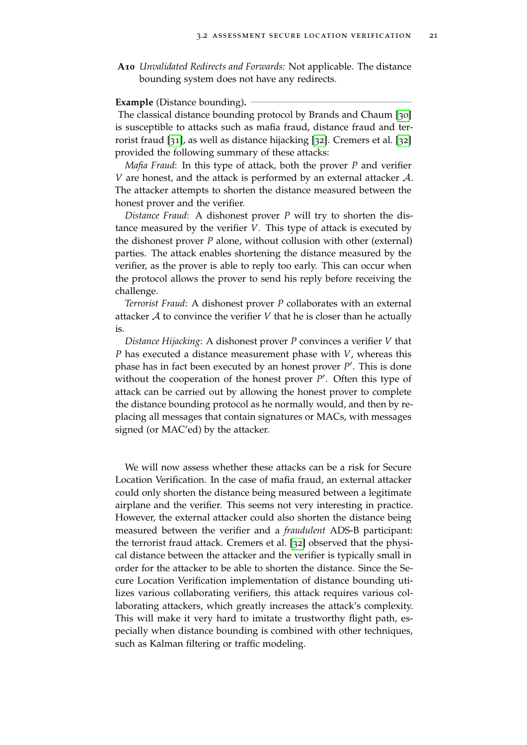**A10** *Unvalidated Redirects and Forwards:* Not applicable. The distance bounding system does not have any redirects.

**Example** (Distance bounding)**.**

The classical distance bounding protocol by Brands and Chaum [30] is susceptible to attacks such as mafia fraud, distance fraud and terrorist fraud [31], as well as distance hijacking [32]. Cremers et al. [32] provided the following summary of these attacks:

*Mafia Fraud*: In this type of attack, both the prover $P$ and verifier $V$ are honest, and the attack is performed by an external attacker $\mathcal{A}$. The attacker attempts to shorten the distance measured between the honest prover and the verifier.

*Distance Fraud*: A dishonest prover $P$ will try to shorten the distance measured by the verifier $V$. This type of attack is executed by the dishonest prover $P$ alone, without collusion with other (external) parties. The attack enables shortening the distance measured by the verifier, as the prover is able to reply too early. This can occur when the protocol allows the prover to send his reply before receiving the challenge.

*Terrorist Fraud*: A dishonest prover $P$ collaborates with an external attacker $\mathcal{A}$ to convince the verifier $V$ that he is closer than he actually is.

*Distance Hijacking*: A dishonest prover $P$ convinces a verifier $V$ that $P$ has executed a distance measurement phase with $V$, whereas this phase has in fact been executed by an honest prover $P'$. This is done without the cooperation of the honest prover $P'$. Often this type of attack can be carried out by allowing the honest prover to complete the distance bounding protocol as he normally would, and then by replacing all messages that contain signatures or MACs, with messages signed (or MAC'ed) by the attacker.

We will now assess whether these attacks can be a risk for Secure Location Verification. In the case of mafia fraud, an external attacker could only shorten the distance being measured between a legitimate airplane and the verifier. This seems not very interesting in practice. However, the external attacker could also shorten the distance being measured between the verifier and a *fraudulent* ADS-B participant: the terrorist fraud attack. Cremers et al. [32] observed that the physical distance between the attacker and the verifier is typically small in order for the attacker to be able to shorten the distance. Since the Secure Location Verification implementation of distance bounding utilizes various collaborating verifiers, this attack requires various collaborating attackers, which greatly increases the attack's complexity. This will make it very hard to imitate a trustworthy flight path, especially when distance bounding is combined with other techniques, such as Kalman filtering or traffic modeling.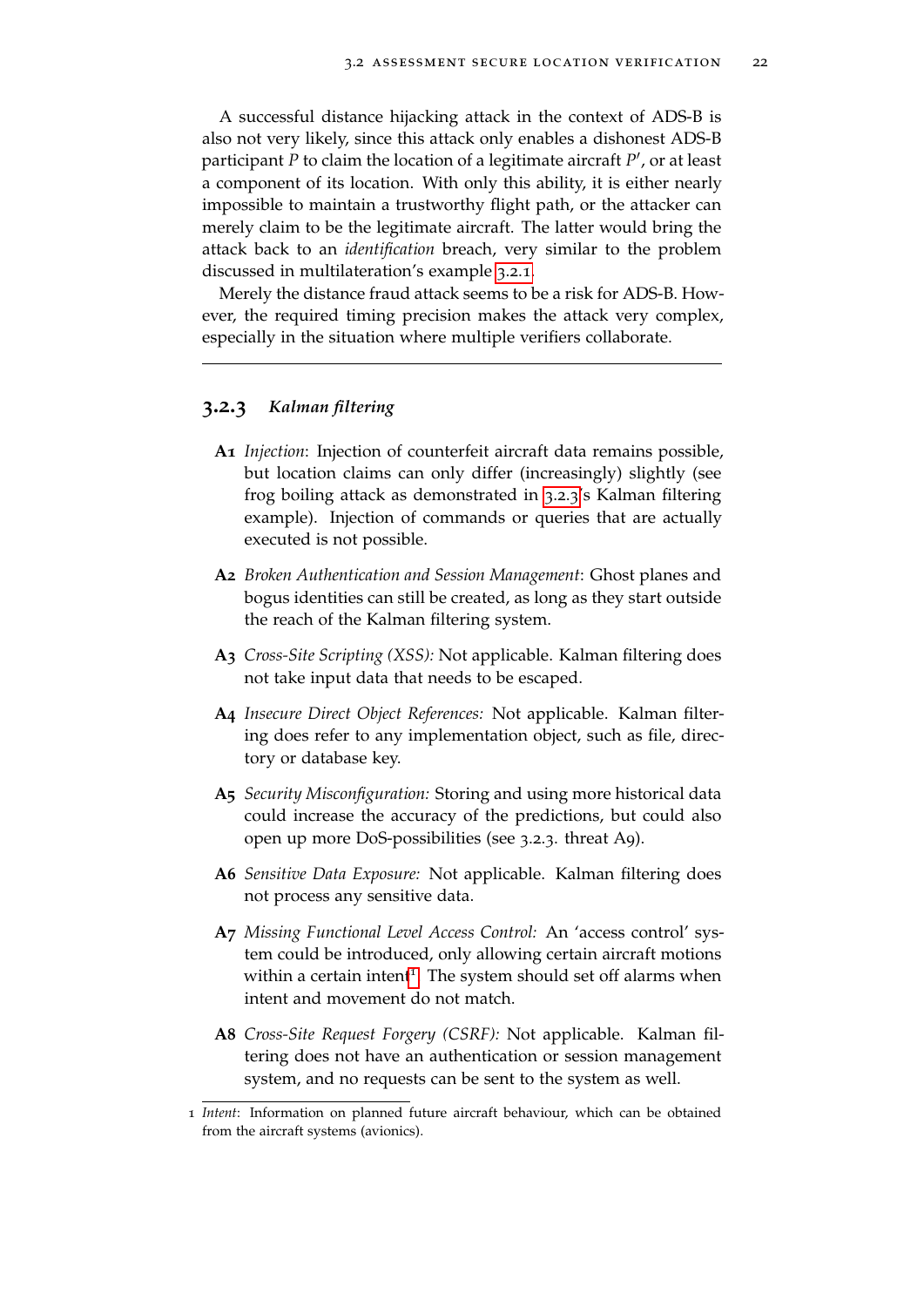A successful distance hijacking attack in the context of ADS-B is also not very likely, since this attack only enables a dishonest ADS-B participant $P$ to claim the location of a legitimate aircraft $P'$, or at least a component of its location. With only this ability, it is either nearly impossible to maintain a trustworthy flight path, or the attacker can merely claim to be the legitimate aircraft. The latter would bring the attack back to an *identification* breach, very similar to the problem discussed in multilateration's example 3.2.1.

Merely the distance fraud attack seems to be a risk for ADS-B. However, the required timing precision makes the attack very complex, especially in the situation where multiple verifiers collaborate.

---

### 3.2.3 *Kalman filtering*

**A1** *Injection*: Injection of counterfeit aircraft data remains possible, but location claims can only differ (increasingly) slightly (see frog boiling attack as demonstrated in 3.2.3's Kalman filtering example). Injection of commands or queries that are actually executed is not possible.

**A2** *Broken Authentication and Session Management*: Ghost planes and bogus identities can still be created, as long as they start outside the reach of the Kalman filtering system.

**A3** *Cross-Site Scripting (XSS):* Not applicable. Kalman filtering does not take input data that needs to be escaped.

**A4** *Insecure Direct Object References:* Not applicable. Kalman filtering does refer to any implementation object, such as file, directory or database key.

**A5** *Security Misconfiguration:* Storing and using more historical data could increase the accuracy of the predictions, but could also open up more DoS-possibilities (see 3.2.3. threat A9).

**A6** *Sensitive Data Exposure:* Not applicable. Kalman filtering does not process any sensitive data.

**A7** *Missing Functional Level Access Control:* An 'access control' system could be introduced, only allowing certain aircraft motions within a certain intent[1]. The system should set off alarms when intent and movement do not match.

**A8** *Cross-Site Request Forgery (CSRF):* Not applicable. Kalman filtering does not have an authentication or session management system, and no requests can be sent to the system as well.

---

1 *Intent*: Information on planned future aircraft behaviour, which can be obtained from the aircraft systems (avionics).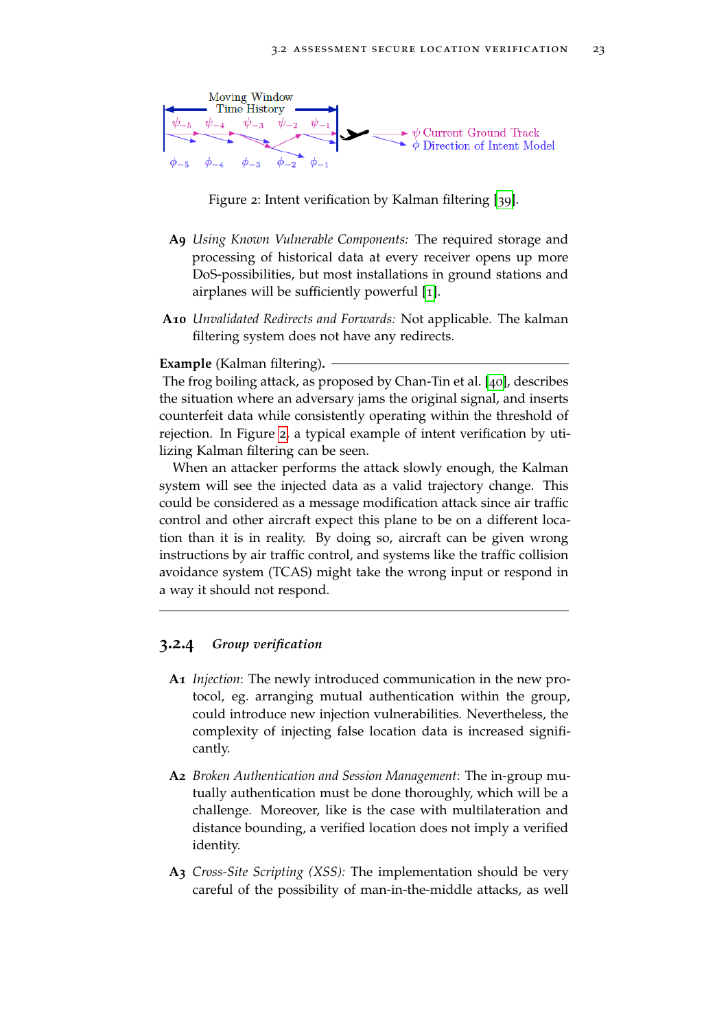Figure 2: Intent verification by Kalman filtering [39].

- **A9** *Using Known Vulnerable Components:* The required storage and processing of historical data at every receiver opens up more DoS-possibilities, but most installations in ground stations and airplanes will be sufficiently powerful [1].

- **A10** *Unvalidated Redirects and Forwards:* Not applicable. The kalman filtering system does not have any redirects.

**Example** (Kalman filtering).

The frog boiling attack, as proposed by Chan-Tin et al. [40], describes the situation where an adversary jams the original signal, and inserts counterfeit data while consistently operating within the threshold of rejection. In Figure 2 a typical example of intent verification by utilizing Kalman filtering can be seen.

When an attacker performs the attack slowly enough, the Kalman system will see the injected data as a valid trajectory change. This could be considered as a message modification attack since air traffic control and other aircraft expect this plane to be on a different location than it is in reality. By doing so, aircraft can be given wrong instructions by air traffic control, and systems like the traffic collision avoidance system (TCAS) might take the wrong input or respond in a way it should not respond.

---

### 3.2.4 *Group verification*

- **A1** *Injection*: The newly introduced communication in the new protocol, eg. arranging mutual authentication within the group, could introduce new injection vulnerabilities. Nevertheless, the complexity of injecting false location data is increased significantly.

- **A2** *Broken Authentication and Session Management*: The in-group mutually authentication must be done thoroughly, which will be a challenge. Moreover, like is the case with multilateration and distance bounding, a verified location does not imply a verified identity.

- **A3** *Cross-Site Scripting (XSS):* The implementation should be very careful of the possibility of man-in-the-middle attacks, as well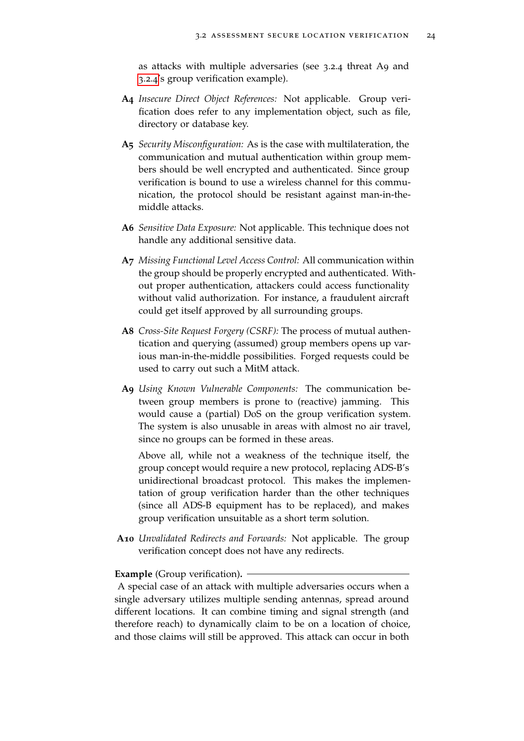as attacks with multiple adversaries (see 3.2.4 threat A9 and 3.2.4's group verification example).

**A4** *Insecure Direct Object References:* Not applicable. Group verification does refer to any implementation object, such as file, directory or database key.

**A5** *Security Misconfiguration:* As is the case with multilateration, the communication and mutual authentication within group members should be well encrypted and authenticated. Since group verification is bound to use a wireless channel for this communication, the protocol should be resistant against man-in-the-middle attacks.

**A6** *Sensitive Data Exposure:* Not applicable. This technique does not handle any additional sensitive data.

**A7** *Missing Functional Level Access Control:* All communication within the group should be properly encrypted and authenticated. Without proper authentication, attackers could access functionality without valid authorization. For instance, a fraudulent aircraft could get itself approved by all surrounding groups.

**A8** *Cross-Site Request Forgery (CSRF):* The process of mutual authentication and querying (assumed) group members opens up various man-in-the-middle possibilities. Forged requests could be used to carry out such a MitM attack.

**A9** *Using Known Vulnerable Components:* The communication between group members is prone to (reactive) jamming. This would cause a (partial) DoS on the group verification system. The system is also unusable in areas with almost no air travel, since no groups can be formed in these areas.

Above all, while not a weakness of the technique itself, the group concept would require a new protocol, replacing ADS-B's unidirectional broadcast protocol. This makes the implementation of group verification harder than the other techniques (since all ADS-B equipment has to be replaced), and makes group verification unsuitable as a short term solution.

**A10** *Unvalidated Redirects and Forwards:* Not applicable. The group verification concept does not have any redirects.

**Example** (Group verification)**.**

A special case of an attack with multiple adversaries occurs when a single adversary utilizes multiple sending antennas, spread around different locations. It can combine timing and signal strength (and therefore reach) to dynamically claim to be on a location of choice, and those claims will still be approved. This attack can occur in both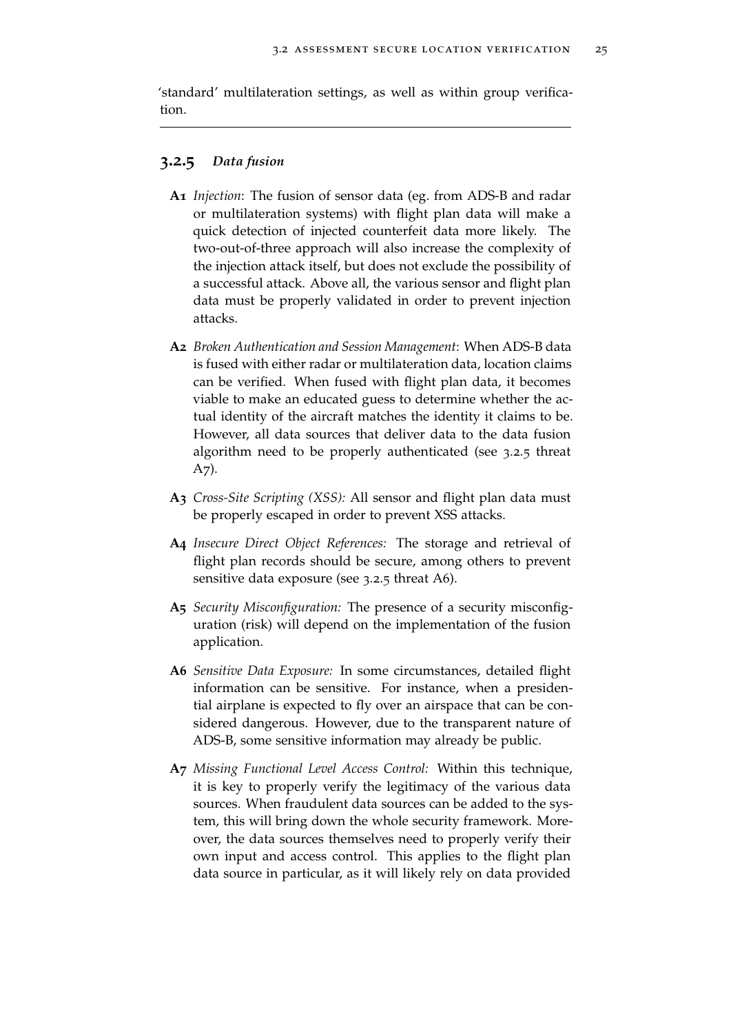'standard' multilateration settings, as well as within group verification.

---

### 3.2.5 *Data fusion*

**A1** *Injection*: The fusion of sensor data (eg. from ADS-B and radar or multilateration systems) with flight plan data will make a quick detection of injected counterfeit data more likely. The two-out-of-three approach will also increase the complexity of the injection attack itself, but does not exclude the possibility of a successful attack. Above all, the various sensor and flight plan data must be properly validated in order to prevent injection attacks.

**A2** *Broken Authentication and Session Management*: When ADS-B data is fused with either radar or multilateration data, location claims can be verified. When fused with flight plan data, it becomes viable to make an educated guess to determine whether the actual identity of the aircraft matches the identity it claims to be. However, all data sources that deliver data to the data fusion algorithm need to be properly authenticated (see 3.2.5 threat A7).

**A3** *Cross-Site Scripting (XSS):* All sensor and flight plan data must be properly escaped in order to prevent XSS attacks.

**A4** *Insecure Direct Object References:* The storage and retrieval of flight plan records should be secure, among others to prevent sensitive data exposure (see 3.2.5 threat A6).

**A5** *Security Misconfiguration:* The presence of a security misconfiguration (risk) will depend on the implementation of the fusion application.

**A6** *Sensitive Data Exposure:* In some circumstances, detailed flight information can be sensitive. For instance, when a presidential airplane is expected to fly over an airspace that can be considered dangerous. However, due to the transparent nature of ADS-B, some sensitive information may already be public.

**A7** *Missing Functional Level Access Control:* Within this technique, it is key to properly verify the legitimacy of the various data sources. When fraudulent data sources can be added to the system, this will bring down the whole security framework. Moreover, the data sources themselves need to properly verify their own input and access control. This applies to the flight plan data source in particular, as it will likely rely on data provided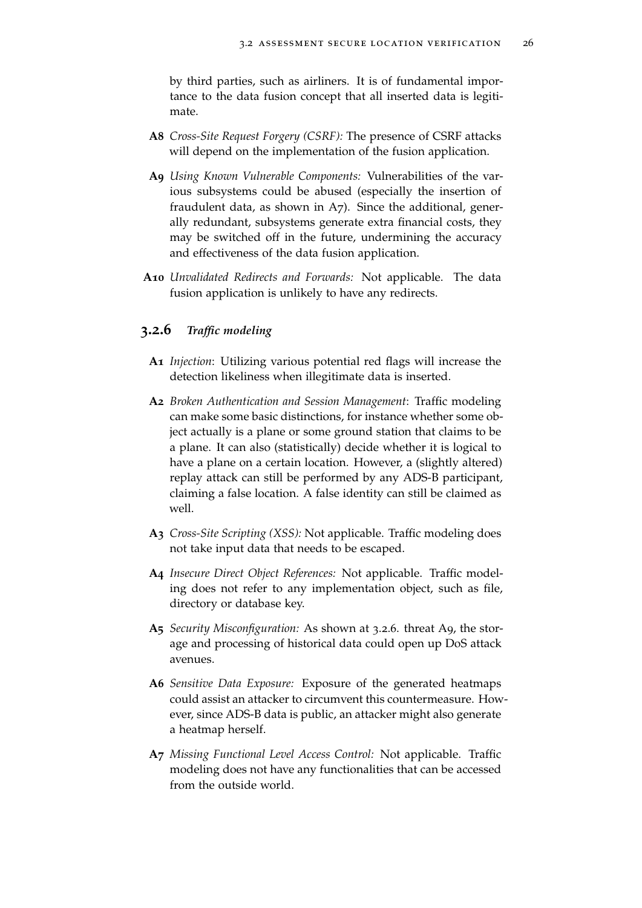by third parties, such as airliners. It is of fundamental importance to the data fusion concept that all inserted data is legitimate.

- **A8** *Cross-Site Request Forgery (CSRF):* The presence of CSRF attacks will depend on the implementation of the fusion application.
- **A9** *Using Known Vulnerable Components:* Vulnerabilities of the various subsystems could be abused (especially the insertion of fraudulent data, as shown in A7). Since the additional, generally redundant, subsystems generate extra financial costs, they may be switched off in the future, undermining the accuracy and effectiveness of the data fusion application.
- **A10** *Unvalidated Redirects and Forwards:* Not applicable. The data fusion application is unlikely to have any redirects.

### 3.2.6 *Traffic modeling*

- **A1** *Injection*: Utilizing various potential red flags will increase the detection likeliness when illegitimate data is inserted.
- **A2** *Broken Authentication and Session Management*: Traffic modeling can make some basic distinctions, for instance whether some object actually is a plane or some ground station that claims to be a plane. It can also (statistically) decide whether it is logical to have a plane on a certain location. However, a (slightly altered) replay attack can still be performed by any ADS-B participant, claiming a false location. A false identity can still be claimed as well.
- **A3** *Cross-Site Scripting (XSS):* Not applicable. Traffic modeling does not take input data that needs to be escaped.
- **A4** *Insecure Direct Object References:* Not applicable. Traffic modeling does not refer to any implementation object, such as file, directory or database key.
- **A5** *Security Misconfiguration:* As shown at 3.2.6. threat A9, the storage and processing of historical data could open up DoS attack avenues.
- **A6** *Sensitive Data Exposure:* Exposure of the generated heatmaps could assist an attacker to circumvent this countermeasure. However, since ADS-B data is public, an attacker might also generate a heatmap herself.
- **A7** *Missing Functional Level Access Control:* Not applicable. Traffic modeling does not have any functionalities that can be accessed from the outside world.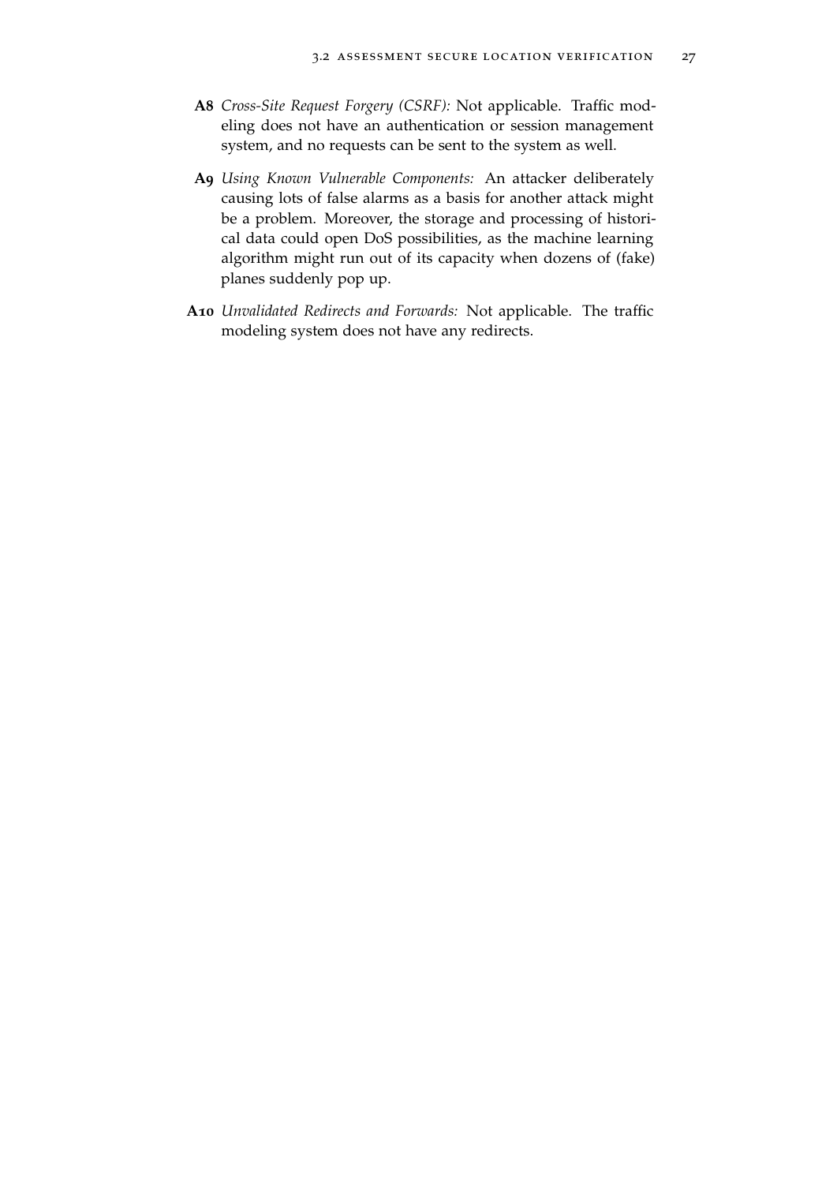**A8** *Cross-Site Request Forgery (CSRF):* Not applicable. Traffic modeling does not have an authentication or session management system, and no requests can be sent to the system as well.

**A9** *Using Known Vulnerable Components:* An attacker deliberately causing lots of false alarms as a basis for another attack might be a problem. Moreover, the storage and processing of historical data could open DoS possibilities, as the machine learning algorithm might run out of its capacity when dozens of (fake) planes suddenly pop up.

**A10** *Unvalidated Redirects and Forwards:* Not applicable. The traffic modeling system does not have any redirects.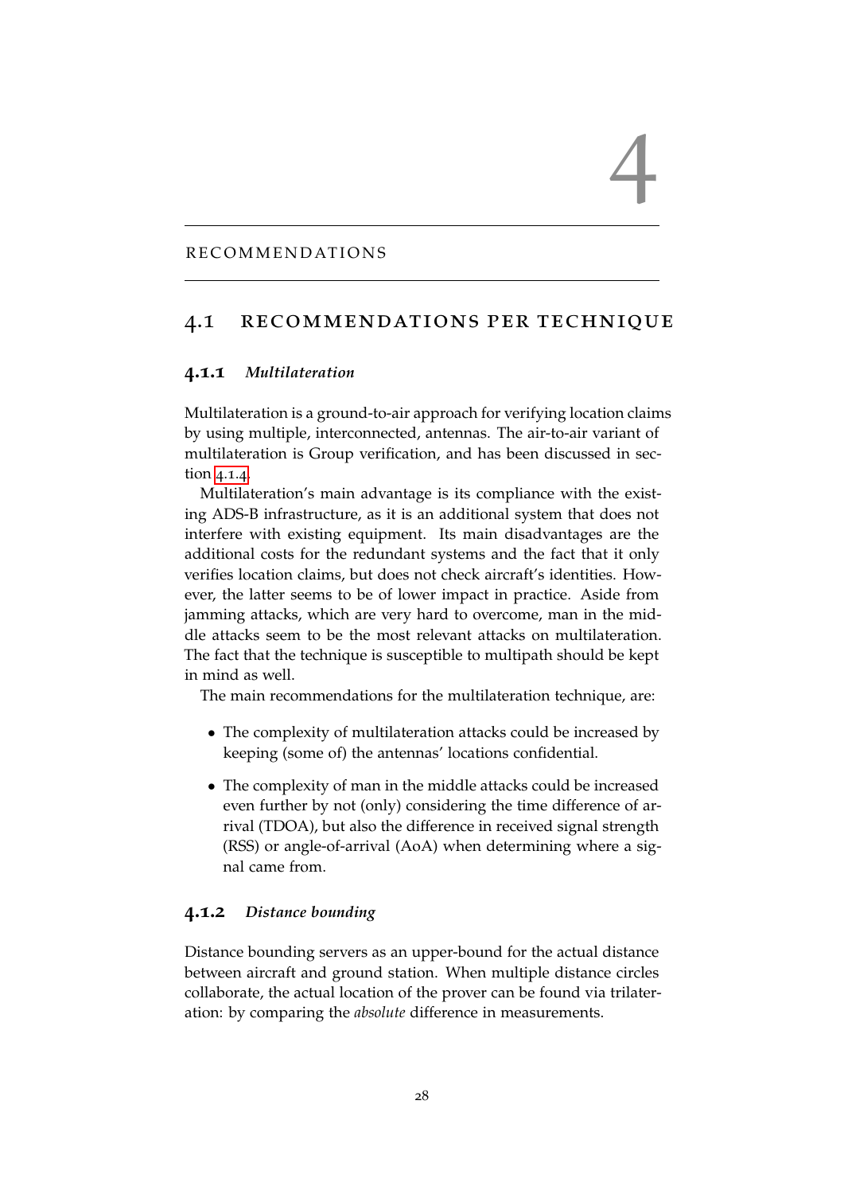# 4

RECOMMENDATIONS

## 4.1 RECOMMENDATIONS PER TECHNIQUE

### 4.1.1 *Multilateration*

Multilateration is a ground-to-air approach for verifying location claims by using multiple, interconnected, antennas. The air-to-air variant of multilateration is Group verification, and has been discussed in section 4.1.4.

Multilateration's main advantage is its compliance with the existing ADS-B infrastructure, as it is an additional system that does not interfere with existing equipment. Its main disadvantages are the additional costs for the redundant systems and the fact that it only verifies location claims, but does not check aircraft's identities. However, the latter seems to be of lower impact in practice. Aside from jamming attacks, which are very hard to overcome, man in the middle attacks seem to be the most relevant attacks on multilateration. The fact that the technique is susceptible to multipath should be kept in mind as well.

The main recommendations for the multilateration technique, are:

- The complexity of multilateration attacks could be increased by keeping (some of) the antennas' locations confidential.
- The complexity of man in the middle attacks could be increased even further by not (only) considering the time difference of arrival (TDOA), but also the difference in received signal strength (RSS) or angle-of-arrival (AoA) when determining where a signal came from.

### 4.1.2 *Distance bounding*

Distance bounding servers as an upper-bound for the actual distance between aircraft and ground station. When multiple distance circles collaborate, the actual location of the prover can be found via trilateration: by comparing the *absolute* difference in measurements.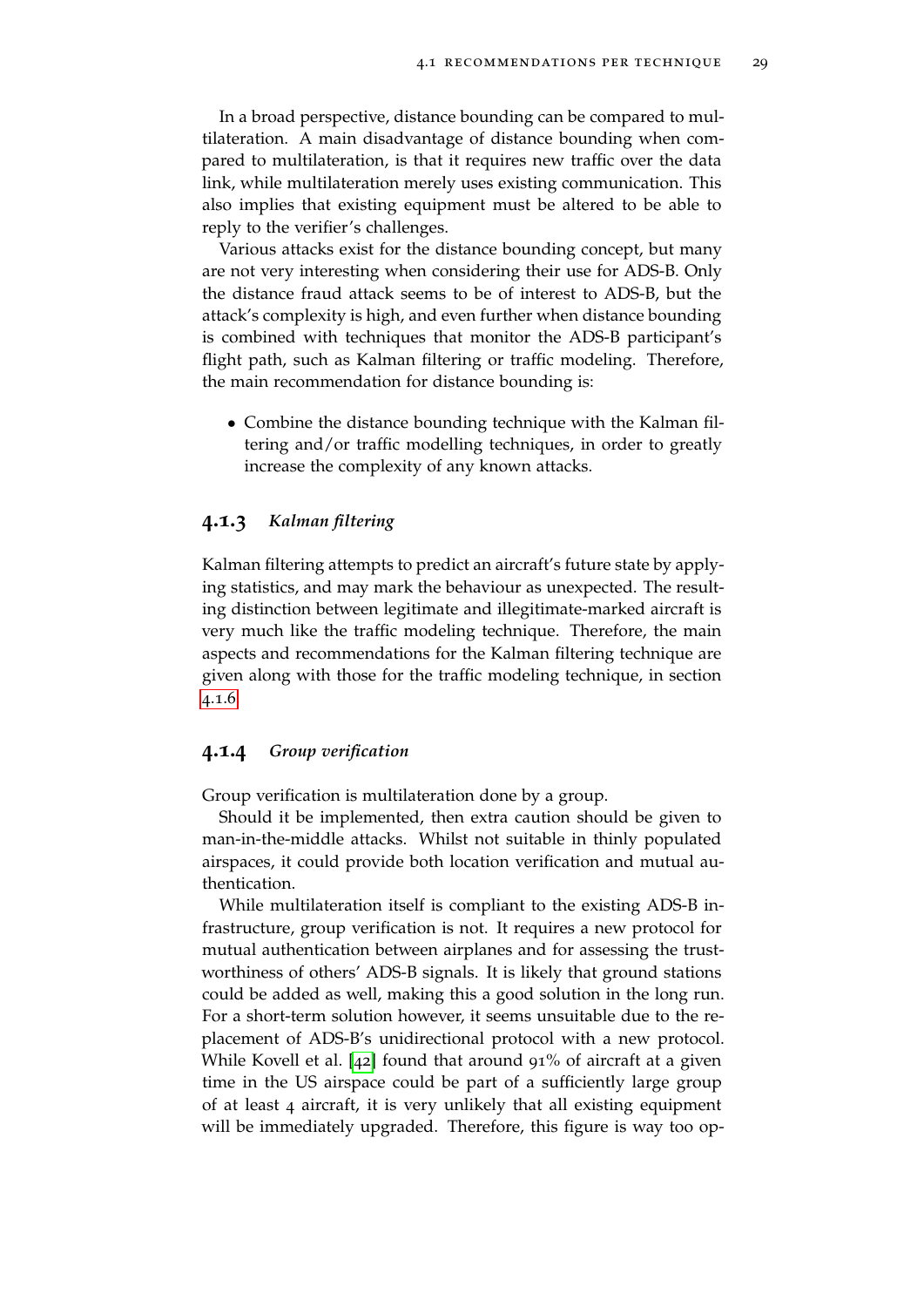In a broad perspective, distance bounding can be compared to multilateration. A main disadvantage of distance bounding when compared to multilateration, is that it requires new traffic over the data link, while multilateration merely uses existing communication. This also implies that existing equipment must be altered to be able to reply to the verifier's challenges.

Various attacks exist for the distance bounding concept, but many are not very interesting when considering their use for ADS-B. Only the distance fraud attack seems to be of interest to ADS-B, but the attack's complexity is high, and even further when distance bounding is combined with techniques that monitor the ADS-B participant's flight path, such as Kalman filtering or traffic modeling. Therefore, the main recommendation for distance bounding is:

- Combine the distance bounding technique with the Kalman filtering and/or traffic modelling techniques, in order to greatly increase the complexity of any known attacks.

### 4.1.3 *Kalman filtering*

Kalman filtering attempts to predict an aircraft's future state by applying statistics, and may mark the behaviour as unexpected. The resulting distinction between legitimate and illegitimate-marked aircraft is very much like the traffic modeling technique. Therefore, the main aspects and recommendations for the Kalman filtering technique are given along with those for the traffic modeling technique, in section 4.1.6.

### 4.1.4 *Group verification*

Group verification is multilateration done by a group.

Should it be implemented, then extra caution should be given to man-in-the-middle attacks. Whilst not suitable in thinly populated airspaces, it could provide both location verification and mutual authentication.

While multilateration itself is compliant to the existing ADS-B infrastructure, group verification is not. It requires a new protocol for mutual authentication between airplanes and for assessing the trustworthiness of others' ADS-B signals. It is likely that ground stations could be added as well, making this a good solution in the long run. For a short-term solution however, it seems unsuitable due to the replacement of ADS-B's unidirectional protocol with a new protocol. While Kovell et al. [42] found that around 91% of aircraft at a given time in the US airspace could be part of a sufficiently large group of at least 4 aircraft, it is very unlikely that all existing equipment will be immediately upgraded. Therefore, this figure is way too op-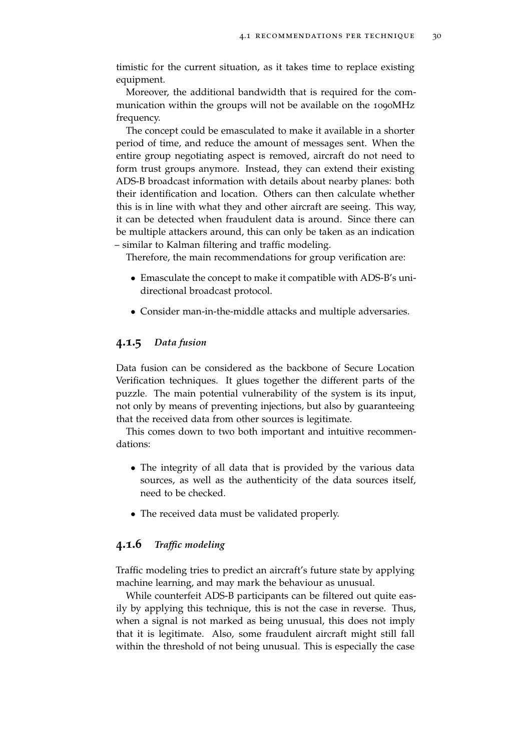timistic for the current situation, as it takes time to replace existing equipment.

Moreover, the additional bandwidth that is required for the communication within the groups will not be available on the 1090MHz frequency.

The concept could be emasculated to make it available in a shorter period of time, and reduce the amount of messages sent. When the entire group negotiating aspect is removed, aircraft do not need to form trust groups anymore. Instead, they can extend their existing ADS-B broadcast information with details about nearby planes: both their identification and location. Others can then calculate whether this is in line with what they and other aircraft are seeing. This way, it can be detected when fraudulent data is around. Since there can be multiple attackers around, this can only be taken as an indication – similar to Kalman filtering and traffic modeling.

Therefore, the main recommendations for group verification are:

- Emasculate the concept to make it compatible with ADS-B's unidirectional broadcast protocol.
- Consider man-in-the-middle attacks and multiple adversaries.

### 4.1.5 *Data fusion*

Data fusion can be considered as the backbone of Secure Location Verification techniques. It glues together the different parts of the puzzle. The main potential vulnerability of the system is its input, not only by means of preventing injections, but also by guaranteeing that the received data from other sources is legitimate.

This comes down to two both important and intuitive recommendations:

- The integrity of all data that is provided by the various data sources, as well as the authenticity of the data sources itself, need to be checked.
- The received data must be validated properly.

### 4.1.6 *Traffic modeling*

Traffic modeling tries to predict an aircraft's future state by applying machine learning, and may mark the behaviour as unusual.

While counterfeit ADS-B participants can be filtered out quite easily by applying this technique, this is not the case in reverse. Thus, when a signal is not marked as being unusual, this does not imply that it is legitimate. Also, some fraudulent aircraft might still fall within the threshold of not being unusual. This is especially the case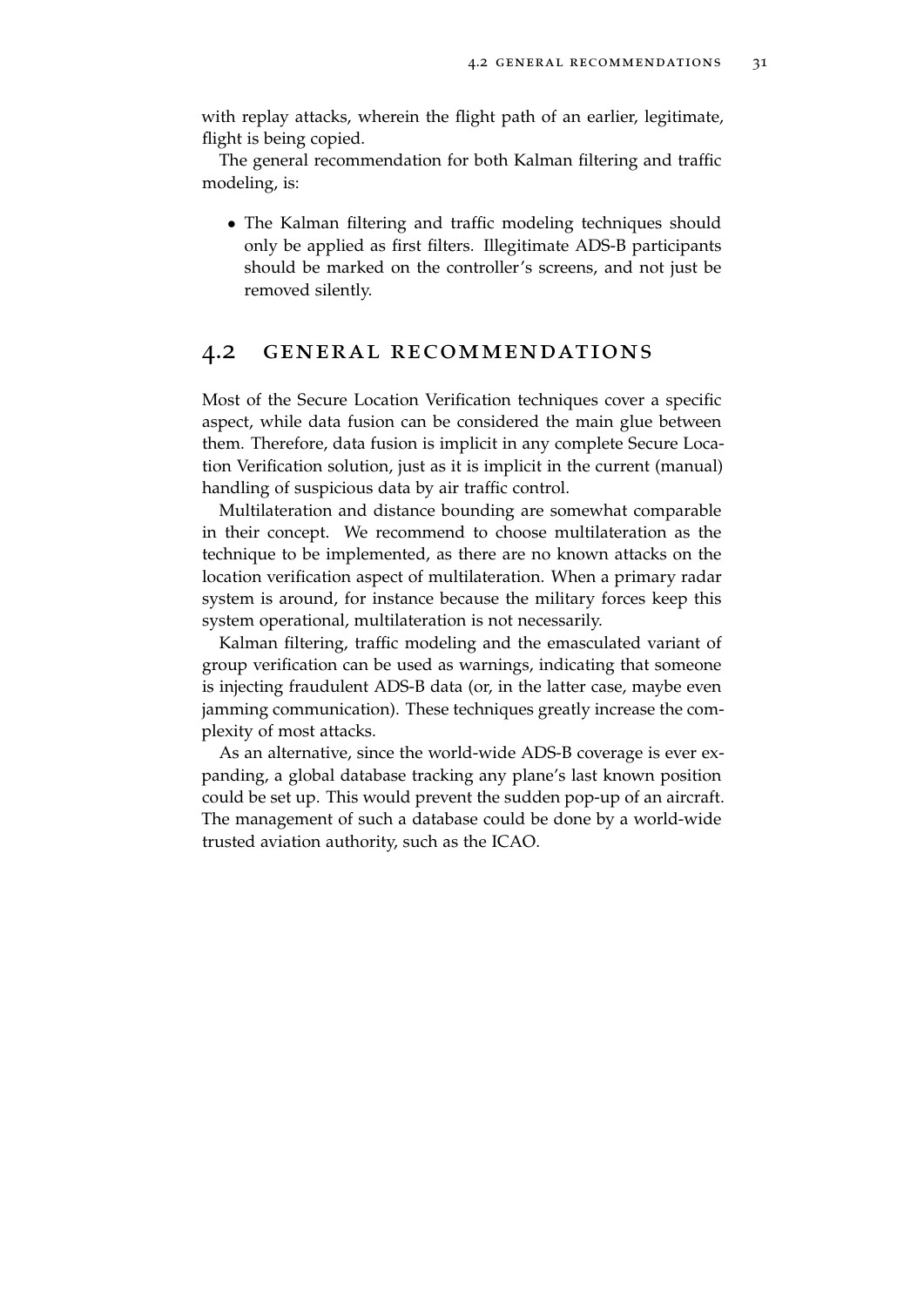with replay attacks, wherein the flight path of an earlier, legitimate, flight is being copied.

The general recommendation for both Kalman filtering and traffic modeling, is:

- The Kalman filtering and traffic modeling techniques should only be applied as first filters. Illegitimate ADS-B participants should be marked on the controller's screens, and not just be removed silently.

## 4.2 GENERAL RECOMMENDATIONS

Most of the Secure Location Verification techniques cover a specific aspect, while data fusion can be considered the main glue between them. Therefore, data fusion is implicit in any complete Secure Location Verification solution, just as it is implicit in the current (manual) handling of suspicious data by air traffic control.

Multilateration and distance bounding are somewhat comparable in their concept. We recommend to choose multilateration as the technique to be implemented, as there are no known attacks on the location verification aspect of multilateration. When a primary radar system is around, for instance because the military forces keep this system operational, multilateration is not necessarily.

Kalman filtering, traffic modeling and the emasculated variant of group verification can be used as warnings, indicating that someone is injecting fraudulent ADS-B data (or, in the latter case, maybe even jamming communication). These techniques greatly increase the complexity of most attacks.

As an alternative, since the world-wide ADS-B coverage is ever expanding, a global database tracking any plane's last known position could be set up. This would prevent the sudden pop-up of an aircraft. The management of such a database could be done by a world-wide trusted aviation authority, such as the ICAO.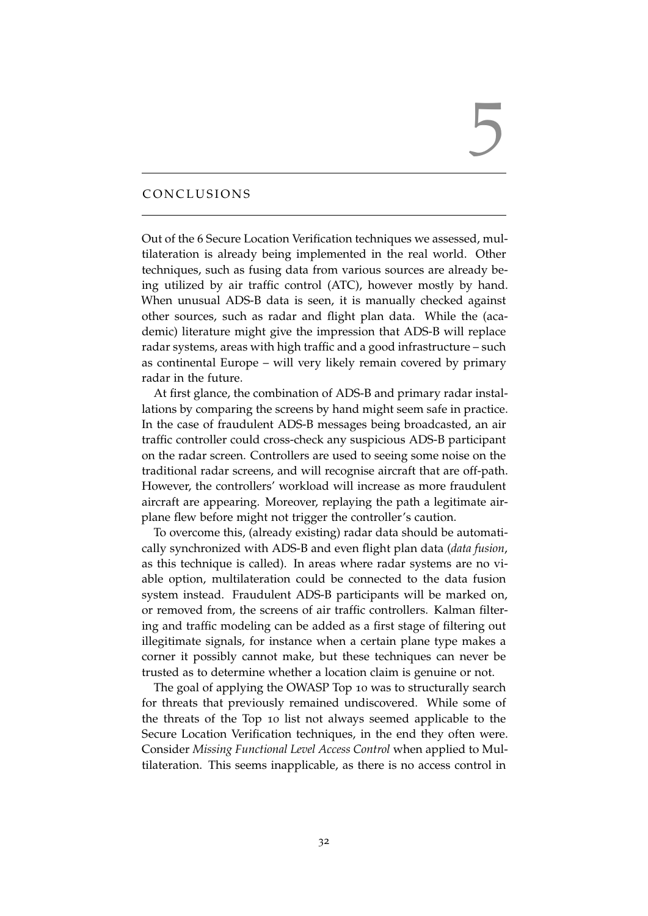# 5 CONCLUSIONS

Out of the 6 Secure Location Verification techniques we assessed, multilateration is already being implemented in the real world. Other techniques, such as fusing data from various sources are already being utilized by air traffic control (ATC), however mostly by hand. When unusual ADS-B data is seen, it is manually checked against other sources, such as radar and flight plan data. While the (academic) literature might give the impression that ADS-B will replace radar systems, areas with high traffic and a good infrastructure – such as continental Europe – will very likely remain covered by primary radar in the future.

At first glance, the combination of ADS-B and primary radar installations by comparing the screens by hand might seem safe in practice. In the case of fraudulent ADS-B messages being broadcasted, an air traffic controller could cross-check any suspicious ADS-B participant on the radar screen. Controllers are used to seeing some noise on the traditional radar screens, and will recognise aircraft that are off-path. However, the controllers' workload will increase as more fraudulent aircraft are appearing. Moreover, replaying the path a legitimate airplane flew before might not trigger the controller's caution.

To overcome this, (already existing) radar data should be automatically synchronized with ADS-B and even flight plan data (*data fusion*, as this technique is called). In areas where radar systems are no viable option, multilateration could be connected to the data fusion system instead. Fraudulent ADS-B participants will be marked on, or removed from, the screens of air traffic controllers. Kalman filtering and traffic modeling can be added as a first stage of filtering out illegitimate signals, for instance when a certain plane type makes a corner it possibly cannot make, but these techniques can never be trusted as to determine whether a location claim is genuine or not.

The goal of applying the OWASP Top 10 was to structurally search for threats that previously remained undiscovered. While some of the threats of the Top 10 list not always seemed applicable to the Secure Location Verification techniques, in the end they often were. Consider *Missing Functional Level Access Control* when applied to Multilateration. This seems inapplicable, as there is no access control in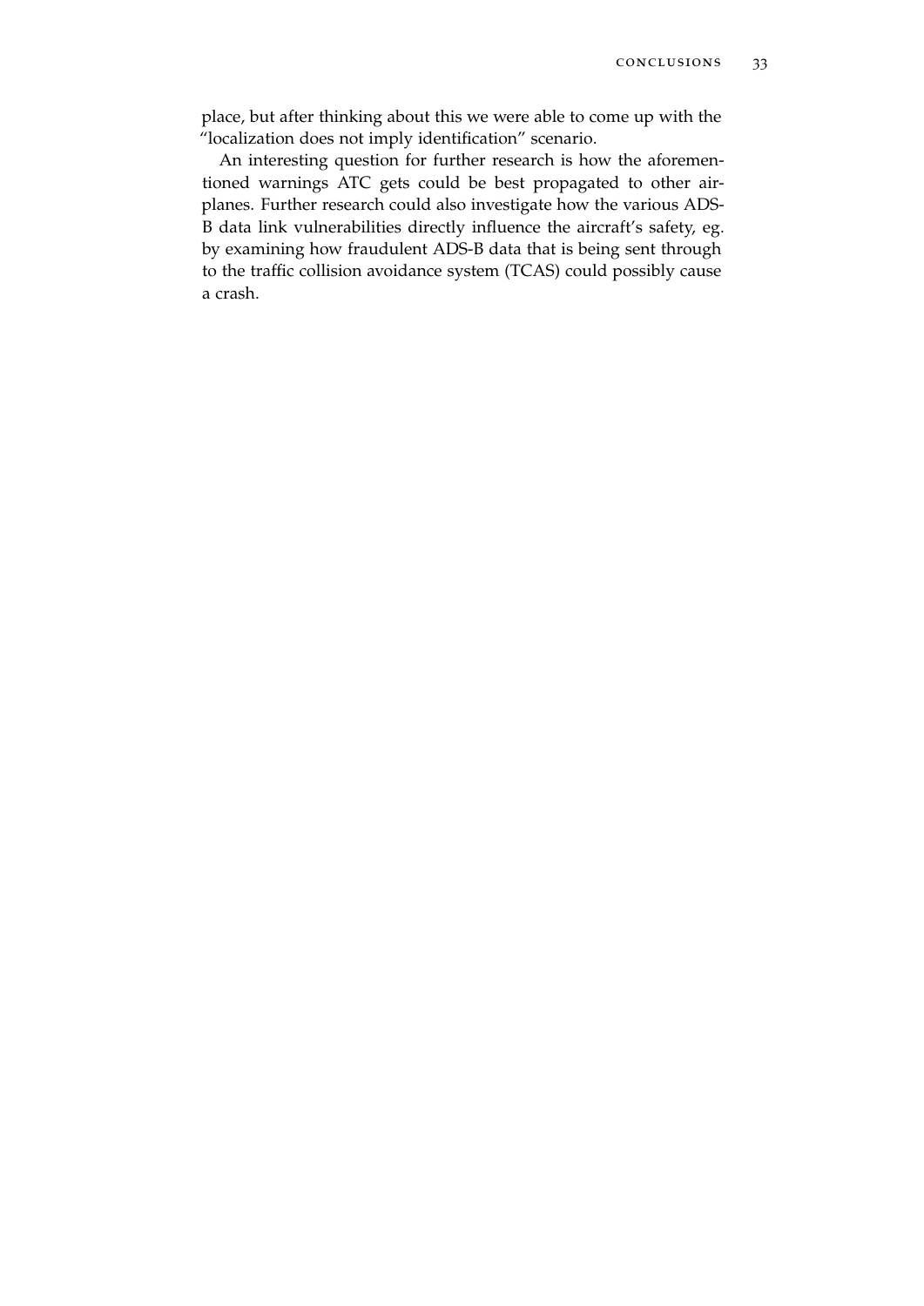place, but after thinking about this we were able to come up with the "localization does not imply identification" scenario.

An interesting question for further research is how the aforementioned warnings ATC gets could be best propagated to other airplanes. Further research could also investigate how the various ADS-B data link vulnerabilities directly influence the aircraft's safety, eg. by examining how fraudulent ADS-B data that is being sent through to the traffic collision avoidance system (TCAS) could possibly cause a crash.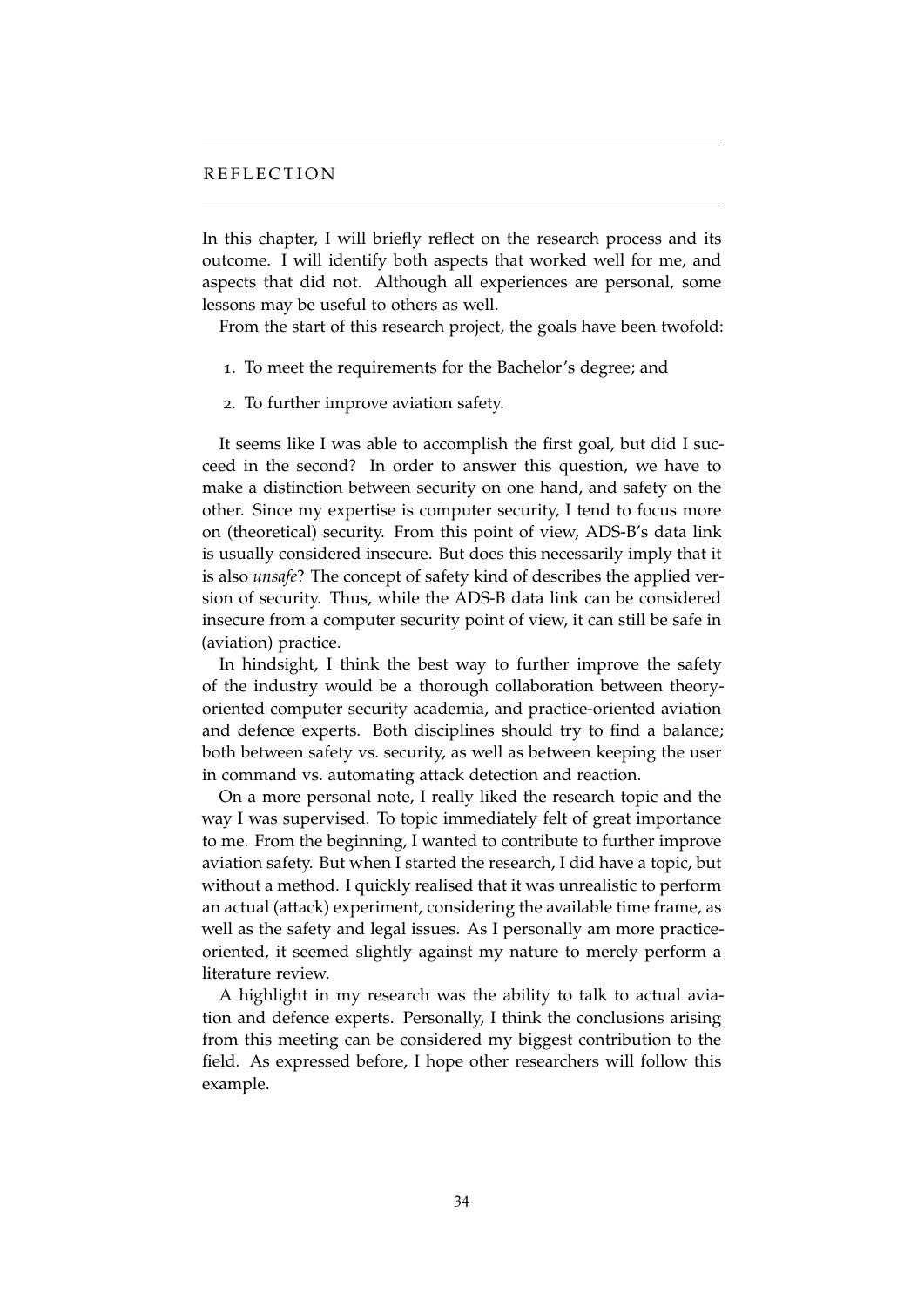# REFLECTION

In this chapter, I will briefly reflect on the research process and its outcome. I will identify both aspects that worked well for me, and aspects that did not. Although all experiences are personal, some lessons may be useful to others as well.

From the start of this research project, the goals have been twofold:

1. To meet the requirements for the Bachelor's degree; and
2. To further improve aviation safety.

It seems like I was able to accomplish the first goal, but did I succeed in the second? In order to answer this question, we have to make a distinction between security on one hand, and safety on the other. Since my expertise is computer security, I tend to focus more on (theoretical) security. From this point of view, ADS-B's data link is usually considered insecure. But does this necessarily imply that it is also *unsafe*? The concept of safety kind of describes the applied version of security. Thus, while the ADS-B data link can be considered insecure from a computer security point of view, it can still be safe in (aviation) practice.

In hindsight, I think the best way to further improve the safety of the industry would be a thorough collaboration between theory-oriented computer security academia, and practice-oriented aviation and defence experts. Both disciplines should try to find a balance; both between safety vs. security, as well as between keeping the user in command vs. automating attack detection and reaction.

On a more personal note, I really liked the research topic and the way I was supervised. To topic immediately felt of great importance to me. From the beginning, I wanted to contribute to further improve aviation safety. But when I started the research, I did have a topic, but without a method. I quickly realised that it was unrealistic to perform an actual (attack) experiment, considering the available time frame, as well as the safety and legal issues. As I personally am more practice-oriented, it seemed slightly against my nature to merely perform a literature review.

A highlight in my research was the ability to talk to actual aviation and defence experts. Personally, I think the conclusions arising from this meeting can be considered my biggest contribution to the field. As expressed before, I hope other researchers will follow this example.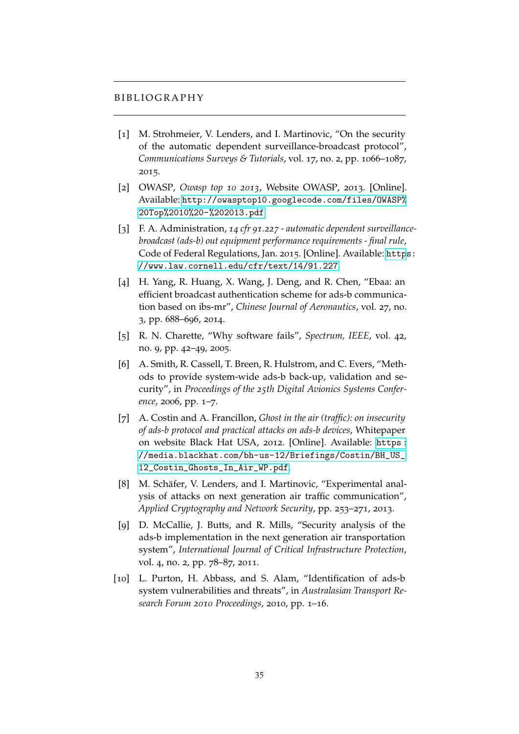# BIBLIOGRAPHY

[1] M. Strohmeier, V. Lenders, and I. Martinovic, "On the security of the automatic dependent surveillance-broadcast protocol", *Communications Surveys & Tutorials*, vol. 17, no. 2, pp. 1066–1087, 2015.

[2] OWASP, *Owasp top 10 2013*, Website OWASP, 2013. [Online]. Available: http://owasptop10.googlecode.com/files/OWASP%20Top%2010%20-%202013.pdf

[3] F. A. Administration, *14 cfr 91.227 - automatic dependent surveillance-broadcast (ads-b) out equipment performance requirements - final rule*, Code of Federal Regulations, Jan. 2015. [Online]. Available: https://www.law.cornell.edu/cfr/text/14/91.227

[4] H. Yang, R. Huang, X. Wang, J. Deng, and R. Chen, "Ebaa: an efficient broadcast authentication scheme for ads-b communication based on ibs-mr", *Chinese Journal of Aeronautics*, vol. 27, no. 3, pp. 688–696, 2014.

[5] R. N. Charette, "Why software fails", *Spectrum, IEEE*, vol. 42, no. 9, pp. 42–49, 2005.

[6] A. Smith, R. Cassell, T. Breen, R. Hulstrom, and C. Evers, "Methods to provide system-wide ads-b back-up, validation and security", in *Proceedings of the 25th Digital Avionics Systems Conference*, 2006, pp. 1–7.

[7] A. Costin and A. Francillon, *Ghost in the air (traffic): on insecurity of ads-b protocol and practical attacks on ads-b devices*, Whitepaper on website Black Hat USA, 2012. [Online]. Available: https://media.blackhat.com/bh-us-12/Briefings/Costin/BH_US_12_Costin_Ghosts_In_Air_WP.pdf.

[8] M. Schäfer, V. Lenders, and I. Martinovic, "Experimental analysis of attacks on next generation air traffic communication", *Applied Cryptography and Network Security*, pp. 253–271, 2013.

[9] D. McCallie, J. Butts, and R. Mills, "Security analysis of the ads-b implementation in the next generation air transportation system", *International Journal of Critical Infrastructure Protection*, vol. 4, no. 2, pp. 78–87, 2011.

[10] L. Purton, H. Abbass, and S. Alam, "Identification of ads-b system vulnerabilities and threats", in *Australasian Transport Research Forum 2010 Proceedings*, 2010, pp. 1–16.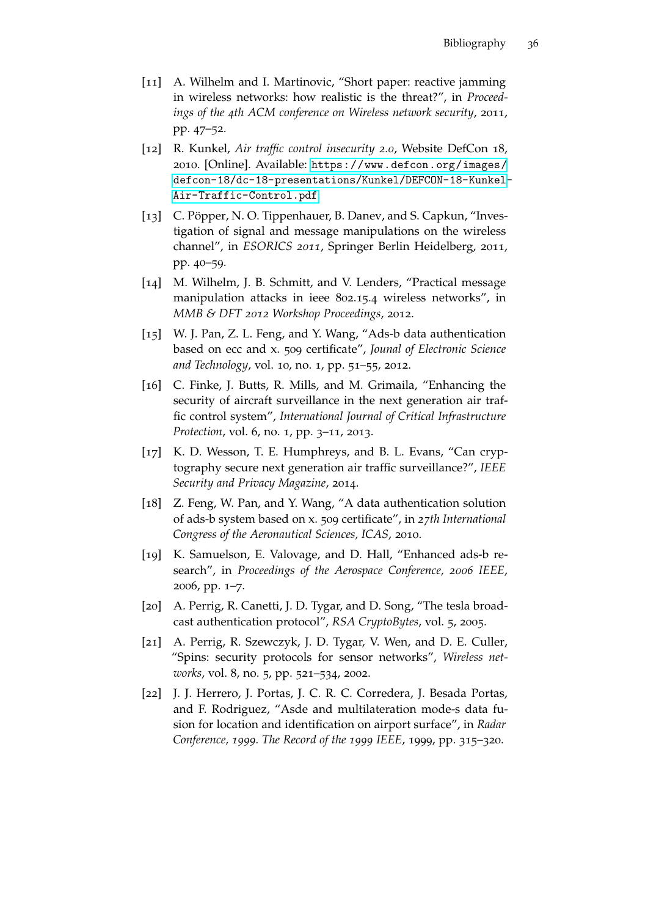[11] A. Wilhelm and I. Martinovic, "Short paper: reactive jamming in wireless networks: how realistic is the threat?", in *Proceedings of the 4th ACM conference on Wireless network security*, 2011, pp. 47–52.

[12] R. Kunkel, *Air traffic control insecurity 2.0*, Website DefCon 18, 2010. [Online]. Available: https://www.defcon.org/images/defcon-18/dc-18-presentations/Kunkel/DEFCON-18-Kunkel-Air-Traffic-Control.pdf

[13] C. Pöpper, N. O. Tippenhauer, B. Danev, and S. Capkun, "Investigation of signal and message manipulations on the wireless channel", in *ESORICS 2011*, Springer Berlin Heidelberg, 2011, pp. 40–59.

[14] M. Wilhelm, J. B. Schmitt, and V. Lenders, "Practical message manipulation attacks in ieee 802.15.4 wireless networks", in *MMB & DFT 2012 Workshop Proceedings*, 2012.

[15] W. J. Pan, Z. L. Feng, and Y. Wang, "Ads-b data authentication based on ecc and x. 509 certificate", *Jounal of Electronic Science and Technology*, vol. 10, no. 1, pp. 51–55, 2012.

[16] C. Finke, J. Butts, R. Mills, and M. Grimaila, "Enhancing the security of aircraft surveillance in the next generation air traffic control system", *International Journal of Critical Infrastructure Protection*, vol. 6, no. 1, pp. 3–11, 2013.

[17] K. D. Wesson, T. E. Humphreys, and B. L. Evans, "Can cryptography secure next generation air traffic surveillance?", *IEEE Security and Privacy Magazine*, 2014.

[18] Z. Feng, W. Pan, and Y. Wang, "A data authentication solution of ads-b system based on x. 509 certificate", in *27th International Congress of the Aeronautical Sciences, ICAS*, 2010.

[19] K. Samuelson, E. Valovage, and D. Hall, "Enhanced ads-b research", in *Proceedings of the Aerospace Conference, 2006 IEEE*, 2006, pp. 1–7.

[20] A. Perrig, R. Canetti, J. D. Tygar, and D. Song, "The tesla broadcast authentication protocol", *RSA CryptoBytes*, vol. 5, 2005.

[21] A. Perrig, R. Szewczyk, J. D. Tygar, V. Wen, and D. E. Culler, "Spins: security protocols for sensor networks", *Wireless networks*, vol. 8, no. 5, pp. 521–534, 2002.

[22] J. J. Herrero, J. Portas, J. C. R. C. Corredera, J. Besada Portas, and F. Rodriguez, "Asde and multilateration mode-s data fusion for location and identification on airport surface", in *Radar Conference, 1999. The Record of the 1999 IEEE*, 1999, pp. 315–320.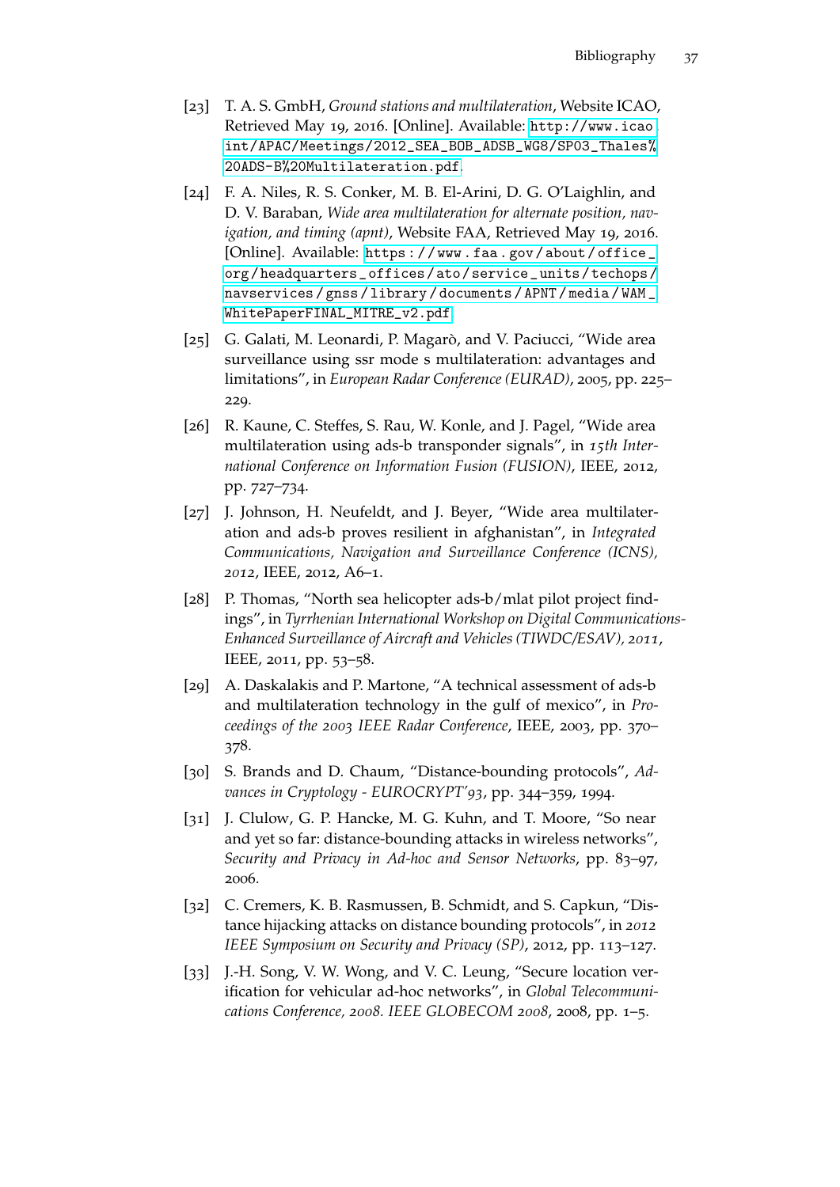[23] T. A. S. GmbH, *Ground stations and multilateration*, Website ICAO, Retrieved May 19, 2016. [Online]. Available: http://www.icao.int/APAC/Meetings/2012_SEA_BOB_ADSB_WG8/SP03_Thales%20ADS-B%20Multilateration.pdf.

[24] F. A. Niles, R. S. Conker, M. B. El-Arini, D. G. O'Laighlin, and D. V. Baraban, *Wide area multilateration for alternate position, navigation, and timing (apnt)*, Website FAA, Retrieved May 19, 2016. [Online]. Available: https://www.faa.gov/about/office_org/headquarters_offices/ato/service_units/techops/navservices/gnss/library/documents/APNT/media/WAM_WhitePaperFINAL_MITRE_v2.pdf.

[25] G. Galati, M. Leonardi, P. Magarò, and V. Paciucci, "Wide area surveillance using ssr mode s multilateration: advantages and limitations", in *European Radar Conference (EURAD)*, 2005, pp. 225–229.

[26] R. Kaune, C. Steffes, S. Rau, W. Konle, and J. Pagel, "Wide area multilateration using ads-b transponder signals", in *15th International Conference on Information Fusion (FUSION)*, IEEE, 2012, pp. 727–734.

[27] J. Johnson, H. Neufeldt, and J. Beyer, "Wide area multilateration and ads-b proves resilient in afghanistan", in *Integrated Communications, Navigation and Surveillance Conference (ICNS), 2012*, IEEE, 2012, A6–1.

[28] P. Thomas, "North sea helicopter ads-b/mlat pilot project findings", in *Tyrrhenian International Workshop on Digital Communications-Enhanced Surveillance of Aircraft and Vehicles (TIWDC/ESAV), 2011*, IEEE, 2011, pp. 53–58.

[29] A. Daskalakis and P. Martone, "A technical assessment of ads-b and multilateration technology in the gulf of mexico", in *Proceedings of the 2003 IEEE Radar Conference*, IEEE, 2003, pp. 370–378.

[30] S. Brands and D. Chaum, "Distance-bounding protocols", *Advances in Cryptology - EUROCRYPT'93*, pp. 344–359, 1994.

[31] J. Clulow, G. P. Hancke, M. G. Kuhn, and T. Moore, "So near and yet so far: distance-bounding attacks in wireless networks", *Security and Privacy in Ad-hoc and Sensor Networks*, pp. 83–97, 2006.

[32] C. Cremers, K. B. Rasmussen, B. Schmidt, and S. Capkun, "Distance hijacking attacks on distance bounding protocols", in *2012 IEEE Symposium on Security and Privacy (SP)*, 2012, pp. 113–127.

[33] J.-H. Song, V. W. Wong, and V. C. Leung, "Secure location verification for vehicular ad-hoc networks", in *Global Telecommunications Conference, 2008. IEEE GLOBECOM 2008*, 2008, pp. 1–5.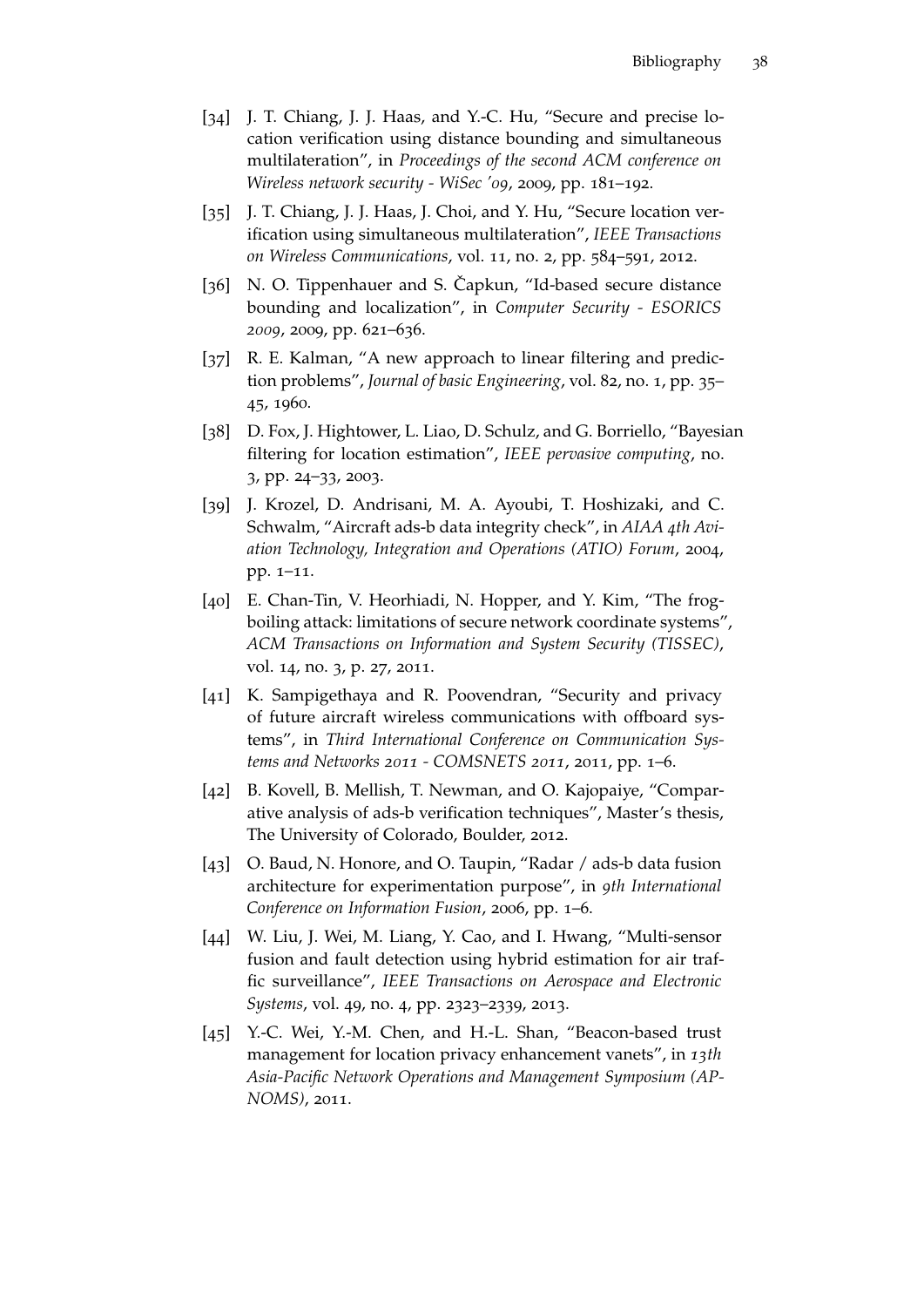[34] J. T. Chiang, J. J. Haas, and Y.-C. Hu, "Secure and precise location verification using distance bounding and simultaneous multilateration", in *Proceedings of the second ACM conference on Wireless network security - WiSec '09*, 2009, pp. 181–192.

[35] J. T. Chiang, J. J. Haas, J. Choi, and Y. Hu, "Secure location verification using simultaneous multilateration", *IEEE Transactions on Wireless Communications*, vol. 11, no. 2, pp. 584–591, 2012.

[36] N. O. Tippenhauer and S. Čapkun, "Id-based secure distance bounding and localization", in *Computer Security - ESORICS 2009*, 2009, pp. 621–636.

[37] R. E. Kalman, "A new approach to linear filtering and prediction problems", *Journal of basic Engineering*, vol. 82, no. 1, pp. 35–45, 1960.

[38] D. Fox, J. Hightower, L. Liao, D. Schulz, and G. Borriello, "Bayesian filtering for location estimation", *IEEE pervasive computing*, no. 3, pp. 24–33, 2003.

[39] J. Krozel, D. Andrisani, M. A. Ayoubi, T. Hoshizaki, and C. Schwalm, "Aircraft ads-b data integrity check", in *AIAA 4th Aviation Technology, Integration and Operations (ATIO) Forum*, 2004, pp. 1–11.

[40] E. Chan-Tin, V. Heorhiadi, N. Hopper, and Y. Kim, "The frog-boiling attack: limitations of secure network coordinate systems", *ACM Transactions on Information and System Security (TISSEC)*, vol. 14, no. 3, p. 27, 2011.

[41] K. Sampigethaya and R. Poovendran, "Security and privacy of future aircraft wireless communications with offboard systems", in *Third International Conference on Communication Systems and Networks 2011 - COMSNETS 2011*, 2011, pp. 1–6.

[42] B. Kovell, B. Mellish, T. Newman, and O. Kajopaiye, "Comparative analysis of ads-b verification techniques", Master's thesis, The University of Colorado, Boulder, 2012.

[43] O. Baud, N. Honore, and O. Taupin, "Radar / ads-b data fusion architecture for experimentation purpose", in *9th International Conference on Information Fusion*, 2006, pp. 1–6.

[44] W. Liu, J. Wei, M. Liang, Y. Cao, and I. Hwang, "Multi-sensor fusion and fault detection using hybrid estimation for air traffic surveillance", *IEEE Transactions on Aerospace and Electronic Systems*, vol. 49, no. 4, pp. 2323–2339, 2013.

[45] Y.-C. Wei, Y.-M. Chen, and H.-L. Shan, "Beacon-based trust management for location privacy enhancement vanets", in *13th Asia-Pacific Network Operations and Management Symposium (APNOMS)*, 2011.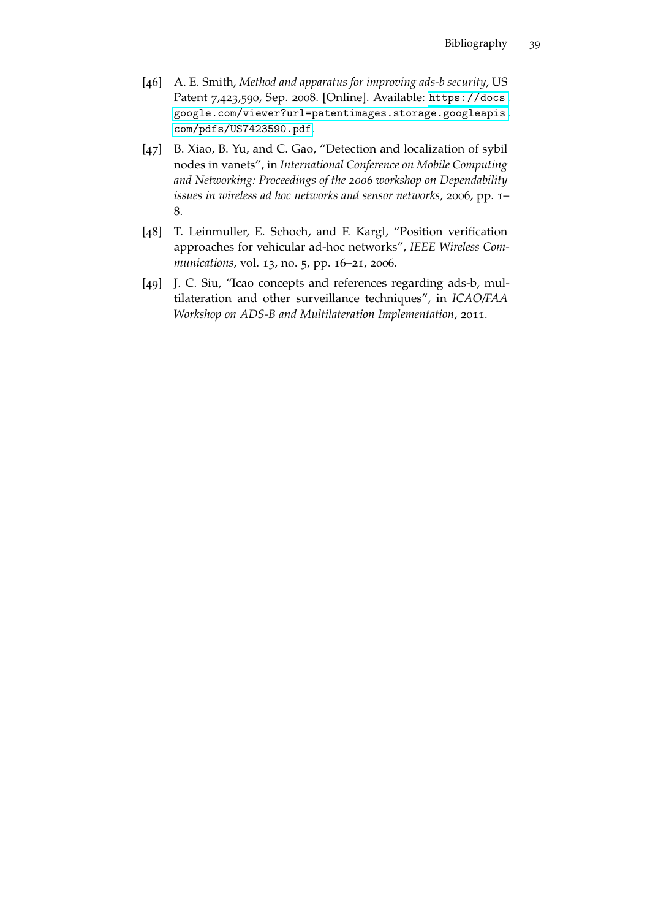[46] A. E. Smith, *Method and apparatus for improving ads-b security*, US Patent 7,423,590, Sep. 2008. [Online]. Available: https://docs.google.com/viewer?url=patentimages.storage.googleapis.com/pdfs/US7423590.pdf.

[47] B. Xiao, B. Yu, and C. Gao, "Detection and localization of sybil nodes in vanets", in *International Conference on Mobile Computing and Networking: Proceedings of the 2006 workshop on Dependability issues in wireless ad hoc networks and sensor networks*, 2006, pp. 1–8.

[48] T. Leinmuller, E. Schoch, and F. Kargl, "Position verification approaches for vehicular ad-hoc networks", *IEEE Wireless Communications*, vol. 13, no. 5, pp. 16–21, 2006.

[49] J. C. Siu, "Icao concepts and references regarding ads-b, multilateration and other surveillance techniques", in *ICAO/FAA Workshop on ADS-B and Multilateration Implementation*, 2011.